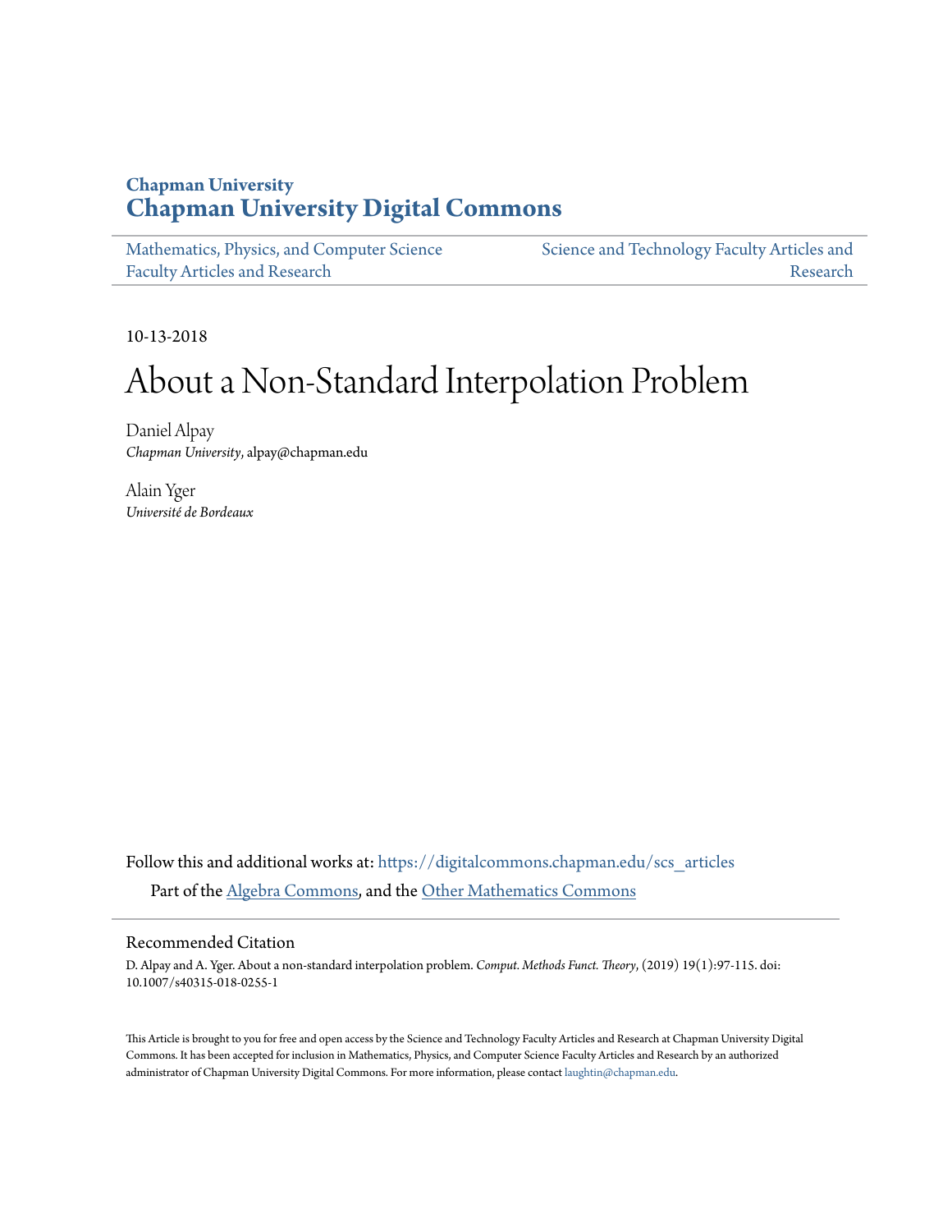**Chapman University**
**Chapman University Digital Commons**

Mathematics, Physics, and Computer Science Faculty Articles and Research

Science and Technology Faculty Articles and Research

10-13-2018

# About a Non-Standard Interpolation Problem

Daniel Alpay
*Chapman University*, alpay@chapman.edu

Alain Yger
*Université de Bordeaux*

Follow this and additional works at: https://digitalcommons.chapman.edu/scs_articles

Part of the Algebra Commons, and the Other Mathematics Commons

## Recommended Citation

D. Alpay and A. Yger. About a non-standard interpolation problem. *Comput. Methods Funct. Theory*, (2019) 19(1):97-115. doi: 10.1007/s40315-018-0255-1

This Article is brought to you for free and open access by the Science and Technology Faculty Articles and Research at Chapman University Digital Commons. It has been accepted for inclusion in Mathematics, Physics, and Computer Science Faculty Articles and Research by an authorized administrator of Chapman University Digital Commons. For more information, please contact laughtin@chapman.edu.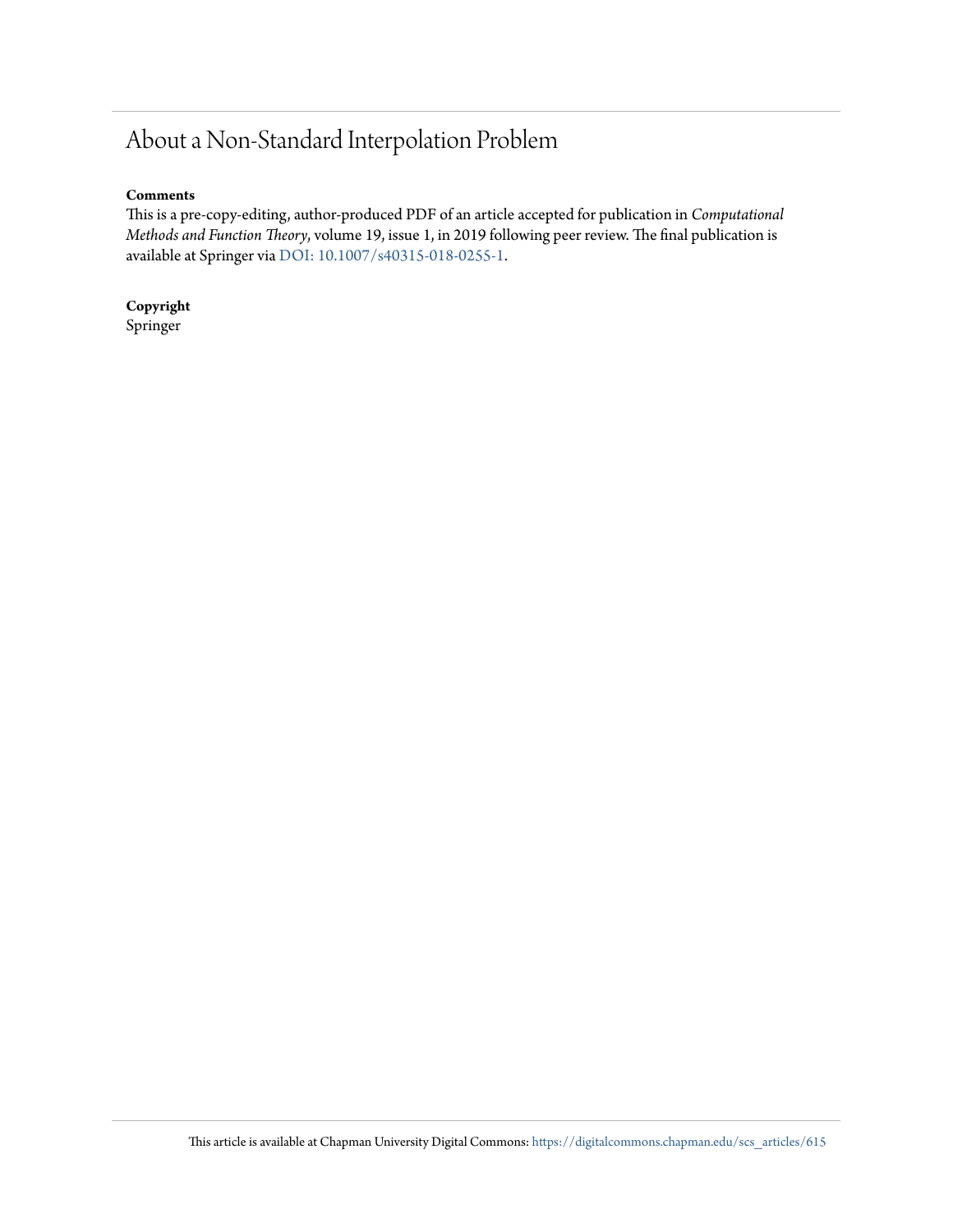# About a Non-Standard Interpolation Problem

**Comments**

This is a pre-copy-editing, author-produced PDF of an article accepted for publication in *Computational Methods and Function Theory*, volume 19, issue 1, in 2019 following peer review. The final publication is available at Springer via DOI: 10.1007/s40315-018-0255-1.

**Copyright**

Springer

This article is available at Chapman University Digital Commons: https://digitalcommons.chapman.edu/scs_articles/615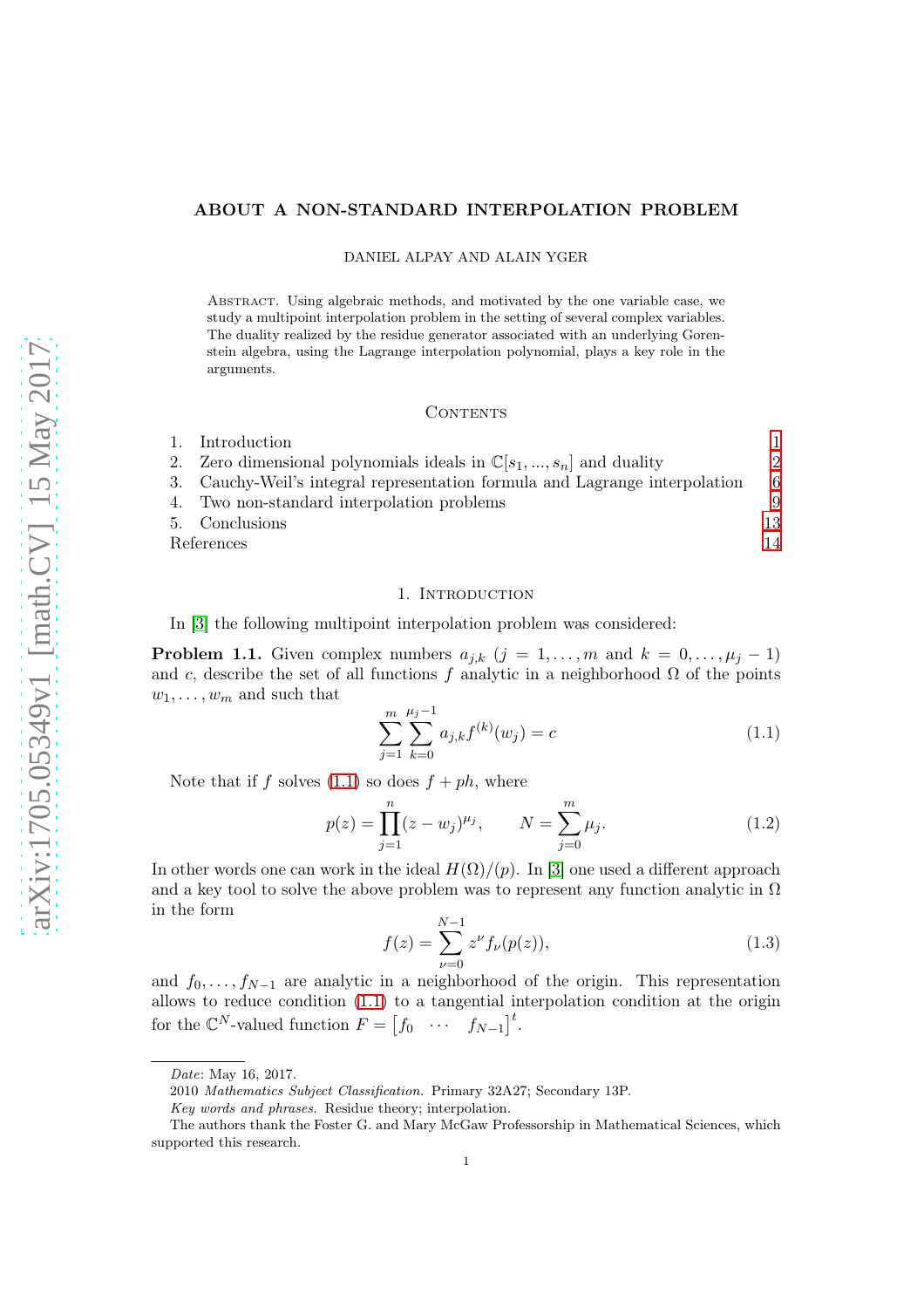# ABOUT A NON-STANDARD INTERPOLATION PROBLEM

DANIEL ALPAY AND ALAIN YGER

Abstract. Using algebraic methods, and motivated by the one variable case, we study a multipoint interpolation problem in the setting of several complex variables. The duality realized by the residue generator associated with an underlying Gorenstein algebra, using the Lagrange interpolation polynomial, plays a key role in the arguments.

## Contents

1. Introduction 1
2. Zero dimensional polynomials ideals in $\mathbb{C}[s_1, ..., s_n]$ and duality 2
3. Cauchy-Weil's integral representation formula and Lagrange interpolation 6
4. Two non-standard interpolation problems 9
5. Conclusions 13

References 14

## 1. Introduction

In [3] the following multipoint interpolation problem was considered:

**Problem 1.1.** Given complex numbers $a_{j,k}$ ($j = 1, \ldots, m$ and $k = 0, \ldots, \mu_j - 1$) and $c$, describe the set of all functions $f$ analytic in a neighborhood $\Omega$ of the points $w_1, \ldots, w_m$ and such that

$$\sum_{j=1}^{m} \sum_{k=0}^{\mu_j - 1} a_{j,k} f^{(k)}(w_j) = c \tag{1.1}$$

Note that if $f$ solves (1.1) so does $f + ph$, where

$$p(z) = \prod_{j=1}^{n} (z - w_j)^{\mu_j}, \qquad N = \sum_{j=0}^{m} \mu_j. \tag{1.2}$$

In other words one can work in the ideal $H(\Omega)/(p)$. In [3] one used a different approach and a key tool to solve the above problem was to represent any function analytic in $\Omega$ in the form

$$f(z) = \sum_{\nu=0}^{N-1} z^{\nu} f_{\nu}(p(z)), \tag{1.3}$$

and $f_0, \ldots, f_{N-1}$ are analytic in a neighborhood of the origin. This representation allows to reduce condition (1.1) to a tangential interpolation condition at the origin for the $\mathbb{C}^N$-valued function $F = \begin{bmatrix} f_0 & \cdots & f_{N-1} \end{bmatrix}^t$.

*Date*: May 16, 2017.

2010 *Mathematics Subject Classification.* Primary 32A27; Secondary 13P.

*Key words and phrases.* Residue theory; interpolation.

The authors thank the Foster G. and Mary McGaw Professorship in Mathematical Sciences, which supported this research.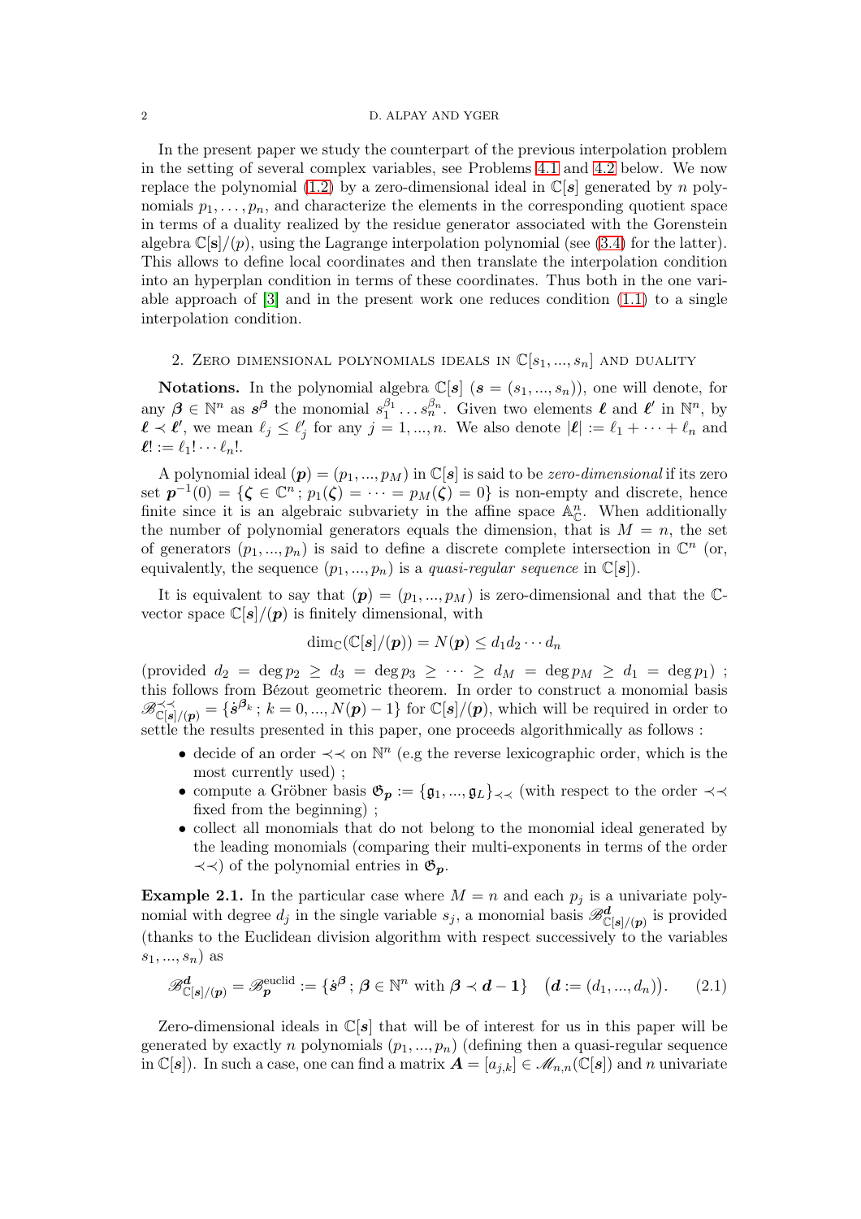In the present paper we study the counterpart of the previous interpolation problem in the setting of several complex variables, see Problems 4.1 and 4.2 below. We now replace the polynomial (1.2) by a zero-dimensional ideal in $\mathbb{C}[\mathbf{s}]$ generated by $n$ polynomials $p_1, \ldots, p_n$, and characterize the elements in the corresponding quotient space in terms of a duality realized by the residue generator associated with the Gorenstein algebra $\mathbb{C}[\mathbf{s}]/(p)$, using the Lagrange interpolation polynomial (see (3.4) for the latter). This allows to define local coordinates and then translate the interpolation condition into an hyperplan condition in terms of these coordinates. Thus both in the one variable approach of [3] and in the present work one reduces condition (1.1) to a single interpolation condition.

## 2. Zero dimensional polynomials ideals in $\mathbb{C}[s_1, ..., s_n]$ and duality

**Notations.** In the polynomial algebra $\mathbb{C}[\boldsymbol{s}]$ ($\boldsymbol{s} = (s_1, ..., s_n)$), one will denote, for any $\boldsymbol{\beta} \in \mathbb{N}^n$ as $\boldsymbol{s}^{\boldsymbol{\beta}}$ the monomial $s_1^{\beta_1} \ldots s_n^{\beta_n}$. Given two elements $\boldsymbol{\ell}$ and $\boldsymbol{\ell}'$ in $\mathbb{N}^n$, by $\boldsymbol{\ell} \prec \boldsymbol{\ell}'$, we mean $\ell_j \leq \ell'_j$ for any $j = 1, ..., n$. We also denote $|\boldsymbol{\ell}| := \ell_1 + \cdots + \ell_n$ and $\boldsymbol{\ell}! := \ell_1! \cdots \ell_n!$.

A polynomial ideal $(\boldsymbol{p}) = (p_1, ..., p_M)$ in $\mathbb{C}[\boldsymbol{s}]$ is said to be *zero-dimensional* if its zero set $\boldsymbol{p}^{-1}(0) = \{\boldsymbol{\zeta} \in \mathbb{C}^n \,;\, p_1(\boldsymbol{\zeta}) = \cdots = p_M(\boldsymbol{\zeta}) = 0\}$ is non-empty and discrete, hence finite since it is an algebraic subvariety in the affine space $\mathbb{A}^n_{\mathbb{C}}$. When additionally the number of polynomial generators equals the dimension, that is $M = n$, the set of generators $(p_1, ..., p_n)$ is said to define a discrete complete intersection in $\mathbb{C}^n$ (or, equivalently, the sequence $(p_1, ..., p_n)$ is a *quasi-regular sequence* in $\mathbb{C}[\boldsymbol{s}]$).

It is equivalent to say that $(\boldsymbol{p}) = (p_1, ..., p_M)$ is zero-dimensional and that the $\mathbb{C}$-vector space $\mathbb{C}[\boldsymbol{s}]/(\boldsymbol{p})$ is finitely dimensional, with

$$\dim_{\mathbb{C}}(\mathbb{C}[\boldsymbol{s}]/(\boldsymbol{p})) = N(\boldsymbol{p}) \leq d_1 d_2 \cdots d_n$$

(provided $d_2 = \deg p_2 \geq d_3 = \deg p_3 \geq \cdots \geq d_M = \deg p_M \geq d_1 = \deg p_1$) ; this follows from Bézout geometric theorem. In order to construct a monomial basis $\mathscr{B}^{\prec\prec}_{\mathbb{C}[\boldsymbol{s}]/(\boldsymbol{p})} = \{\dot{\boldsymbol{s}}^{\boldsymbol{\beta}_k} \,;\, k = 0, ..., N(\boldsymbol{p}) - 1\}$ for $\mathbb{C}[\boldsymbol{s}]/(\boldsymbol{p})$, which will be required in order to settle the results presented in this paper, one proceeds algorithmically as follows :

- decide of an order $\prec\prec$ on $\mathbb{N}^n$ (e.g the reverse lexicographic order, which is the most currently used) ;
- compute a Gröbner basis $\mathfrak{G}_{\boldsymbol{p}} := \{\mathfrak{g}_1, ..., \mathfrak{g}_L\}_{\prec\prec}$ (with respect to the order $\prec\prec$ fixed from the beginning) ;
- collect all monomials that do not belong to the monomial ideal generated by the leading monomials (comparing their multi-exponents in terms of the order $\prec\prec$) of the polynomial entries in $\mathfrak{G}_{\boldsymbol{p}}$.

**Example 2.1.** In the particular case where $M = n$ and each $p_j$ is a univariate polynomial with degree $d_j$ in the single variable $s_j$, a monomial basis $\mathscr{B}^{\boldsymbol{d}}_{\mathbb{C}[\boldsymbol{s}]/(\boldsymbol{p})}$ is provided (thanks to the Euclidean division algorithm with respect successively to the variables $s_1, ..., s_n$) as

$$\mathscr{B}^{\boldsymbol{d}}_{\mathbb{C}[\boldsymbol{s}]/(\boldsymbol{p})} = \mathscr{B}^{\text{euclid}}_{\boldsymbol{p}} := \{\dot{\boldsymbol{s}}^{\boldsymbol{\beta}} \,;\, \boldsymbol{\beta} \in \mathbb{N}^n \text{ with } \boldsymbol{\beta} \prec \boldsymbol{d} - \mathbf{1}\} \quad \big(\boldsymbol{d} := (d_1, ..., d_n)\big). \tag{2.1}$$

Zero-dimensional ideals in $\mathbb{C}[\boldsymbol{s}]$ that will be of interest for us in this paper will be generated by exactly $n$ polynomials $(p_1, ..., p_n)$ (defining then a quasi-regular sequence in $\mathbb{C}[\boldsymbol{s}]$). In such a case, one can find a matrix $\boldsymbol{A} = [a_{j,k}] \in \mathscr{M}_{n,n}(\mathbb{C}[\boldsymbol{s}])$ and $n$ univariate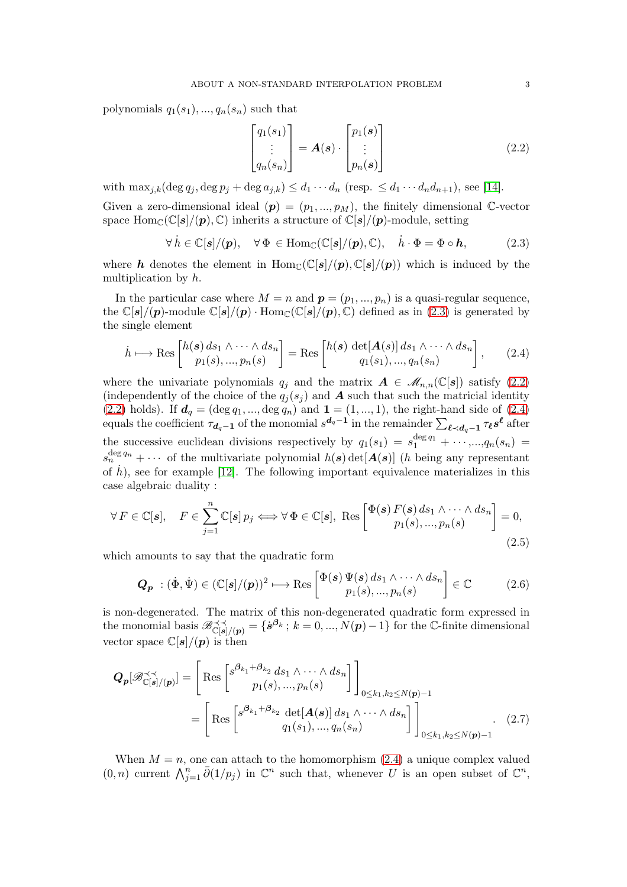polynomials $q_1(s_1), ..., q_n(s_n)$ such that

$$\begin{bmatrix} q_1(s_1) \\ \vdots \\ q_n(s_n) \end{bmatrix} = \boldsymbol{A}(\boldsymbol{s}) \cdot \begin{bmatrix} p_1(\boldsymbol{s}) \\ \vdots \\ p_n(\boldsymbol{s}) \end{bmatrix} \tag{2.2}$$

with $\max_{j,k}(\deg q_j, \deg p_j + \deg a_{j,k}) \leq d_1 \cdots d_n$ (resp. $\leq d_1 \cdots d_n d_{n+1}$), see [14].

Given a zero-dimensional ideal $(\boldsymbol{p}) = (p_1, ..., p_M)$, the finitely dimensional $\mathbb{C}$-vector space $\mathrm{Hom}_{\mathbb{C}}(\mathbb{C}[\boldsymbol{s}]/(\boldsymbol{p}), \mathbb{C})$ inherits a structure of $\mathbb{C}[\boldsymbol{s}]/(\boldsymbol{p})$-module, setting

$$\forall\, \dot{h} \in \mathbb{C}[\boldsymbol{s}]/(\boldsymbol{p}), \quad \forall\, \Phi \in \mathrm{Hom}_{\mathbb{C}}(\mathbb{C}[\boldsymbol{s}]/(\boldsymbol{p}), \mathbb{C}), \quad \dot{h} \cdot \Phi = \Phi \circ \boldsymbol{h}, \tag{2.3}$$

where $\boldsymbol{h}$ denotes the element in $\mathrm{Hom}_{\mathbb{C}}(\mathbb{C}[\boldsymbol{s}]/(\boldsymbol{p}), \mathbb{C}[\boldsymbol{s}]/(\boldsymbol{p}))$ which is induced by the multiplication by $h$.

In the particular case where $M = n$ and $\boldsymbol{p} = (p_1, ..., p_n)$ is a quasi-regular sequence, the $\mathbb{C}[\boldsymbol{s}]/(\boldsymbol{p})$-module $\mathbb{C}[\boldsymbol{s}]/(\boldsymbol{p}) \cdot \mathrm{Hom}_{\mathbb{C}}(\mathbb{C}[\boldsymbol{s}]/(\boldsymbol{p}), \mathbb{C})$ defined as in (2.3) is generated by the single element

$$\dot{h} \longmapsto \mathrm{Res}\begin{bmatrix} h(\boldsymbol{s})\, ds_1 \wedge \cdots \wedge ds_n \\ p_1(s), ..., p_n(s) \end{bmatrix} = \mathrm{Res}\begin{bmatrix} h(\boldsymbol{s})\, \det[\boldsymbol{A}(s)]\, ds_1 \wedge \cdots \wedge ds_n \\ q_1(s_1), ..., q_n(s_n) \end{bmatrix}, \tag{2.4}$$

where the univariate polynomials $q_j$ and the matrix $\boldsymbol{A} \in \mathscr{M}_{n,n}(\mathbb{C}[\boldsymbol{s}])$ satisfy (2.2) (independently of the choice of the $q_j(s_j)$ and $\boldsymbol{A}$ such that such the matricial identity (2.2) holds). If $\boldsymbol{d}_q = (\deg q_1, ..., \deg q_n)$ and $\boldsymbol{1} = (1, ..., 1)$, the right-hand side of (2.4) equals the coefficient $\tau_{\boldsymbol{d}_q - \boldsymbol{1}}$ of the monomial $s^{\boldsymbol{d}_q - \boldsymbol{1}}$ in the remainder $\sum_{\boldsymbol{\ell} \prec \boldsymbol{d}_q - \boldsymbol{1}} \tau_{\boldsymbol{\ell}} \boldsymbol{s}^{\boldsymbol{\ell}}$ after the successive euclidean divisions respectively by $q_1(s_1) = s_1^{\deg q_1} + \cdots$,...,$q_n(s_n) = s_n^{\deg q_n} + \cdots$ of the multivariate polynomial $h(\boldsymbol{s}) \det[\boldsymbol{A}(\boldsymbol{s})]$ ($h$ being any representant of $\dot{h}$), see for example [12]. The following important equivalence materializes in this case algebraic duality :

$$\forall\, F \in \mathbb{C}[\boldsymbol{s}], \quad F \in \sum_{j=1}^{n} \mathbb{C}[\boldsymbol{s}]\, p_j \Longleftrightarrow \forall\, \Phi \in \mathbb{C}[\boldsymbol{s}],\ \mathrm{Res}\begin{bmatrix} \Phi(\boldsymbol{s})\, F(\boldsymbol{s})\, ds_1 \wedge \cdots \wedge ds_n \\ p_1(s), ..., p_n(s) \end{bmatrix} = 0, \tag{2.5}$$

which amounts to say that the quadratic form

$$\boldsymbol{Q}_{\boldsymbol{p}}\ : (\dot{\Phi}, \dot{\Psi}) \in (\mathbb{C}[\boldsymbol{s}]/(\boldsymbol{p}))^2 \longmapsto \mathrm{Res}\begin{bmatrix} \Phi(\boldsymbol{s})\, \Psi(\boldsymbol{s})\, ds_1 \wedge \cdots \wedge ds_n \\ p_1(s), ..., p_n(s) \end{bmatrix} \in \mathbb{C} \tag{2.6}$$

is non-degenerated. The matrix of this non-degenerated quadratic form expressed in the monomial basis $\mathscr{B}^{\prec\prec}_{\mathbb{C}[\boldsymbol{s}]/(\boldsymbol{p})} = \{\dot{\boldsymbol{s}}^{\boldsymbol{\beta}_k}\,;\, k = 0, ..., N(\boldsymbol{p}) - 1\}$ for the $\mathbb{C}$-finite dimensional vector space $\mathbb{C}[\boldsymbol{s}]/(\boldsymbol{p})$ is then

$$\begin{aligned}
\boldsymbol{Q}_{\boldsymbol{p}}[\mathscr{B}^{\prec\prec}_{\mathbb{C}[\boldsymbol{s}]/(\boldsymbol{p})}] &= \left[ \mathrm{Res}\begin{bmatrix} s^{\boldsymbol{\beta}_{k_1} + \boldsymbol{\beta}_{k_2}}\, ds_1 \wedge \cdots \wedge ds_n \\ p_1(s), ..., p_n(s) \end{bmatrix} \right]_{0 \leq k_1, k_2 \leq N(\boldsymbol{p}) - 1} \\
&= \left[ \mathrm{Res}\begin{bmatrix} s^{\boldsymbol{\beta}_{k_1} + \boldsymbol{\beta}_{k_2}}\, \det[\boldsymbol{A}(\boldsymbol{s})]\, ds_1 \wedge \cdots \wedge ds_n \\ q_1(s_1), ..., q_n(s_n) \end{bmatrix} \right]_{0 \leq k_1, k_2 \leq N(\boldsymbol{p}) - 1}.
\end{aligned} \tag{2.7}$$

When $M = n$, one can attach to the homomorphism (2.4) a unique complex valued $(0, n)$ current $\bigwedge_{j=1}^{n} \bar{\partial}(1/p_j)$ in $\mathbb{C}^n$ such that, whenever $U$ is an open subset of $\mathbb{C}^n$,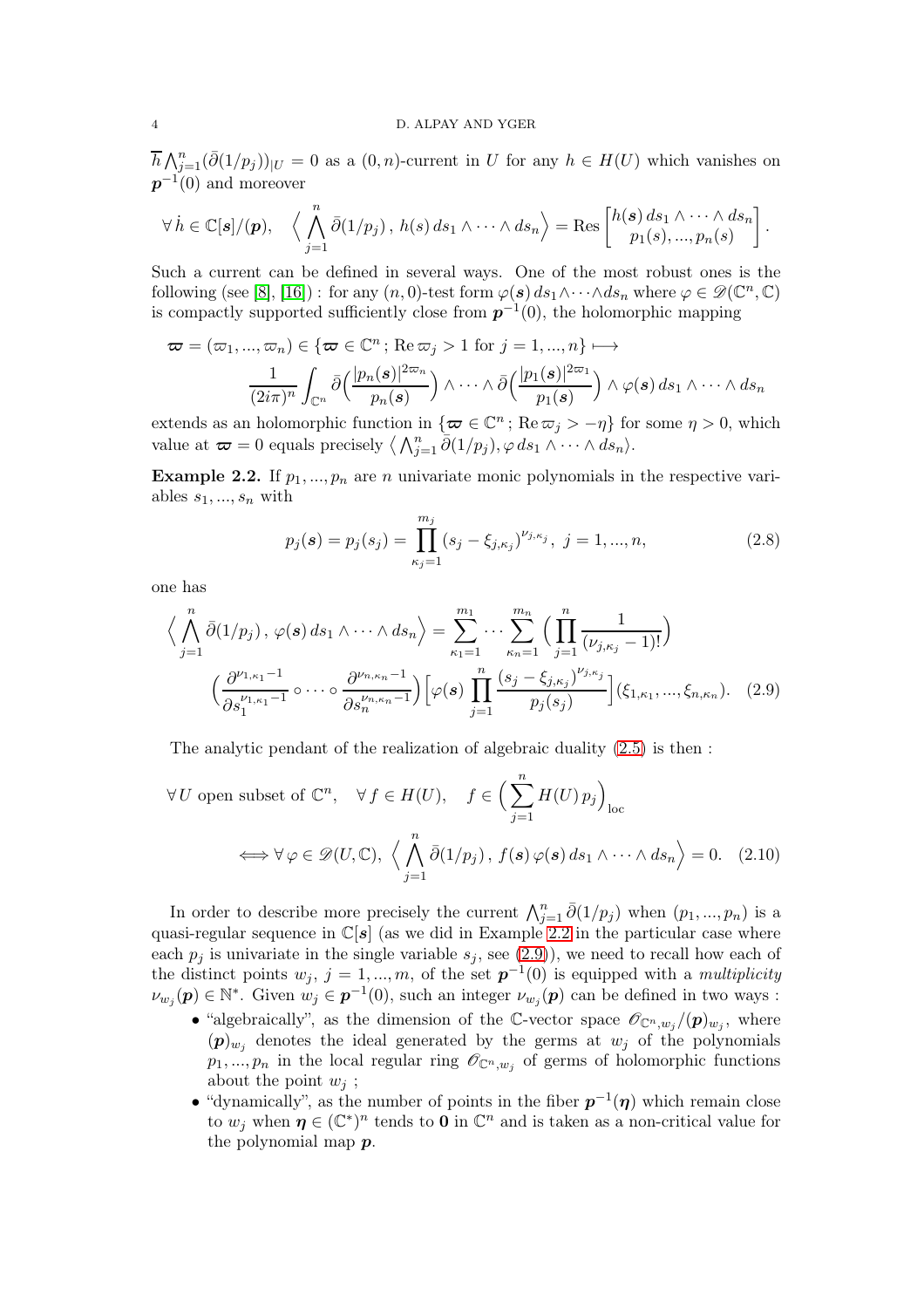$\overline{h}\bigwedge_{j=1}^n(\bar\partial(1/p_j))_{|U} = 0$ as a $(0,n)$-current in $U$ for any $h \in H(U)$ which vanishes on $\boldsymbol{p}^{-1}(0)$ and moreover

$$
\forall\, \dot h \in \mathbb{C}[\boldsymbol{s}]/(\boldsymbol{p}), \quad \Big\langle \bigwedge_{j=1}^n \bar\partial(1/p_j)\,,\, h(s)\, ds_1\wedge\cdots\wedge ds_n\Big\rangle = \mathrm{Res}\begin{bmatrix} h(\boldsymbol{s})\, ds_1\wedge\cdots\wedge ds_n \\ p_1(s),...,p_n(s)\end{bmatrix}.
$$

Such a current can be defined in several ways. One of the most robust ones is the following (see [8], [16]) : for any $(n,0)$-test form $\varphi(\boldsymbol{s})\, ds_1\wedge\cdots\wedge ds_n$ where $\varphi\in\mathscr{D}(\mathbb{C}^n,\mathbb{C})$ is compactly supported sufficiently close from $\boldsymbol{p}^{-1}(0)$, the holomorphic mapping

$$
\boldsymbol{\varpi} = (\varpi_1,...,\varpi_n) \in \{\boldsymbol{\varpi}\in\mathbb{C}^n\,;\, \mathrm{Re}\,\varpi_j > 1 \text{ for } j=1,...,n\} \longmapsto
$$

$$
\frac{1}{(2i\pi)^n}\int_{\mathbb{C}^n} \bar\partial\Big(\frac{|p_n(\boldsymbol{s})|^{2\varpi_n}}{p_n(\boldsymbol{s})}\Big)\wedge\cdots\wedge\bar\partial\Big(\frac{|p_1(\boldsymbol{s})|^{2\varpi_1}}{p_1(\boldsymbol{s})}\Big)\wedge\varphi(\boldsymbol{s})\, ds_1\wedge\cdots\wedge ds_n
$$

extends as an holomorphic function in $\{\boldsymbol{\varpi}\in\mathbb{C}^n\,;\,\mathrm{Re}\,\varpi_j > -\eta\}$ for some $\eta>0$, which value at $\boldsymbol{\varpi}=0$ equals precisely $\big\langle \bigwedge_{j=1}^n\bar\partial(1/p_j), \varphi\, ds_1\wedge\cdots\wedge ds_n\big\rangle$.

**Example 2.2.** If $p_1,...,p_n$ are $n$ univariate monic polynomials in the respective variables $s_1,...,s_n$ with

$$
p_j(\boldsymbol{s}) = p_j(s_j) = \prod_{\kappa_j=1}^{m_j} (s_j - \xi_{j,\kappa_j})^{\nu_{j,\kappa_j}},\ j=1,...,n, \tag{2.8}
$$

one has

$$
\Big\langle \bigwedge_{j=1}^n \bar\partial(1/p_j)\,,\,\varphi(\boldsymbol{s})\, ds_1\wedge\cdots\wedge ds_n\Big\rangle = \sum_{\kappa_1=1}^{m_1}\cdots\sum_{\kappa_n=1}^{m_n}\Big(\prod_{j=1}^n \frac{1}{(\nu_{j,\kappa_j}-1)!}\Big)
$$

$$
\Big(\frac{\partial^{\nu_{1,\kappa_1}-1}}{\partial s_1^{\nu_{1,\kappa_1}-1}}\circ\cdots\circ\frac{\partial^{\nu_{n,\kappa_n}-1}}{\partial s_n^{\nu_{n,\kappa_n}-1}}\Big)\Big[\varphi(\boldsymbol{s})\prod_{j=1}^n\frac{(s_j-\xi_{j,\kappa_j})^{\nu_{j,\kappa_j}}}{p_j(s_j)}\Big](\xi_{1,\kappa_1},...,\xi_{n,\kappa_n}). \tag{2.9}
$$

The analytic pendant of the realization of algebraic duality (2.5) is then :

$$
\forall\, U \text{ open subset of } \mathbb{C}^n, \quad \forall\, f\in H(U), \quad f\in\Big(\sum_{j=1}^n H(U)\, p_j\Big)_{\mathrm{loc}}
$$

$$
\Longleftrightarrow \forall\,\varphi\in\mathscr{D}(U,\mathbb{C}),\ \Big\langle \bigwedge_{j=1}^n\bar\partial(1/p_j)\,,\, f(\boldsymbol{s})\,\varphi(\boldsymbol{s})\, ds_1\wedge\cdots\wedge ds_n\Big\rangle = 0. \tag{2.10}
$$

In order to describe more precisely the current $\bigwedge_{j=1}^n\bar\partial(1/p_j)$ when $(p_1,...,p_n)$ is a quasi-regular sequence in $\mathbb{C}[\boldsymbol{s}]$ (as we did in Example 2.2 in the particular case where each $p_j$ is univariate in the single variable $s_j$, see (2.9)), we need to recall how each of the distinct points $w_j$, $j=1,...,m$, of the set $\boldsymbol{p}^{-1}(0)$ is equipped with a *multiplicity* $\nu_{w_j}(\boldsymbol{p})\in\mathbb{N}^*$. Given $w_j\in\boldsymbol{p}^{-1}(0)$, such an integer $\nu_{w_j}(\boldsymbol{p})$ can be defined in two ways :

- "algebraically", as the dimension of the $\mathbb{C}$-vector space $\mathscr{O}_{\mathbb{C}^n,w_j}/(\boldsymbol{p})_{w_j}$, where $(\boldsymbol{p})_{w_j}$ denotes the ideal generated by the germs at $w_j$ of the polynomials $p_1,...,p_n$ in the local regular ring $\mathscr{O}_{\mathbb{C}^n,w_j}$ of germs of holomorphic functions about the point $w_j$ ;
- "dynamically", as the number of points in the fiber $\boldsymbol{p}^{-1}(\boldsymbol{\eta})$ which remain close to $w_j$ when $\boldsymbol{\eta}\in(\mathbb{C}^*)^n$ tends to $\boldsymbol{0}$ in $\mathbb{C}^n$ and is taken as a non-critical value for the polynomial map $\boldsymbol{p}$.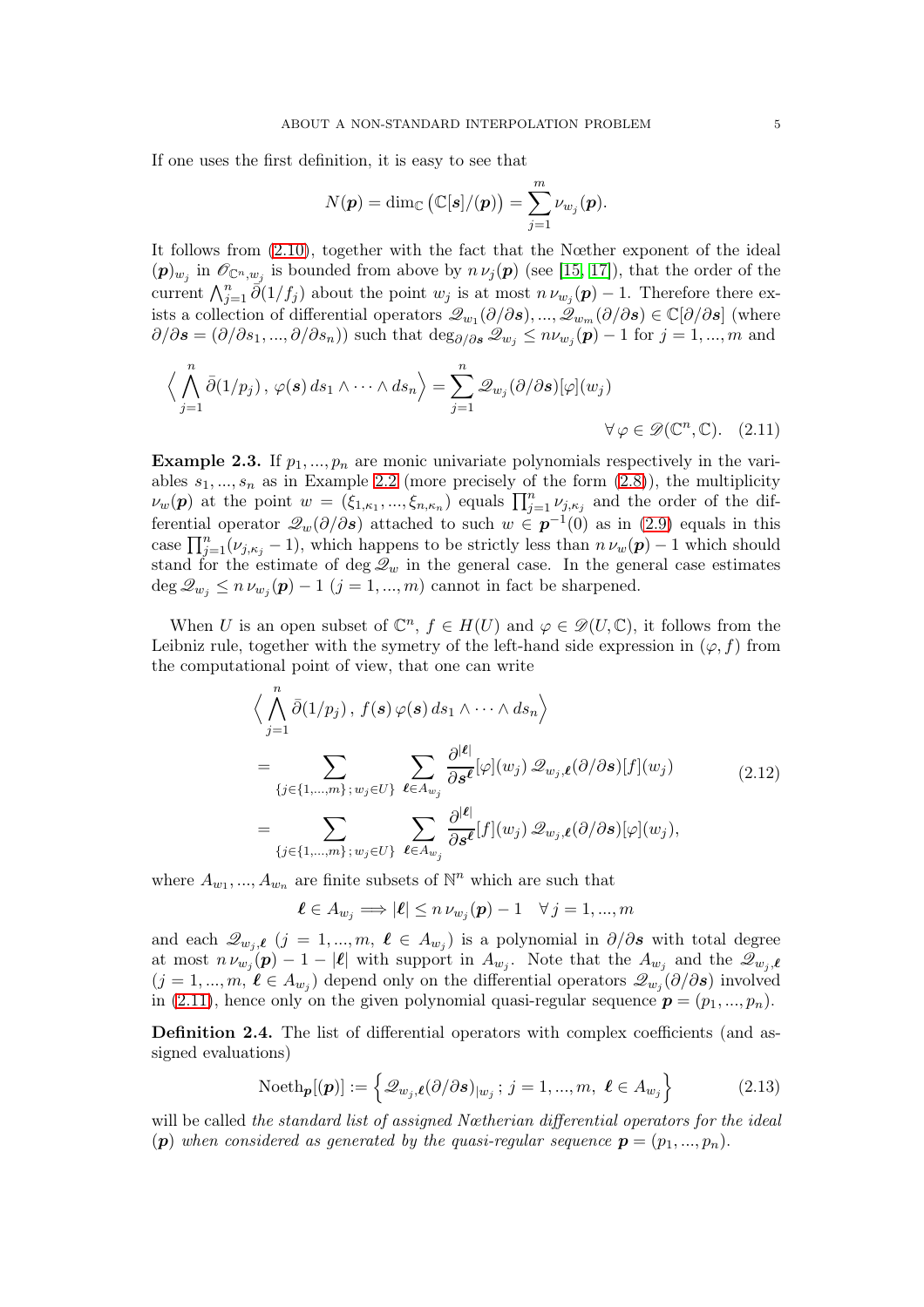If one uses the first definition, it is easy to see that

$$N(\boldsymbol{p}) = \dim_{\mathbb{C}} \big(\mathbb{C}[\boldsymbol{s}]/(\boldsymbol{p})\big) = \sum_{j=1}^{m} \nu_{w_j}(\boldsymbol{p}).$$

It follows from (2.10), together with the fact that the Nœther exponent of the ideal $(\boldsymbol{p})_{w_j}$ in $\mathscr{O}_{\mathbb{C}^n,w_j}$ is bounded from above by $n\,\nu_j(\boldsymbol{p})$ (see [15, 17]), that the order of the current $\bigwedge_{j=1}^n \bar\partial(1/f_j)$ about the point $w_j$ is at most $n\,\nu_{w_j}(\boldsymbol{p})-1$. Therefore there exists a collection of differential operators $\mathscr{Q}_{w_1}(\partial/\partial \boldsymbol{s}),...,\mathscr{Q}_{w_m}(\partial/\partial \boldsymbol{s}) \in \mathbb{C}[\partial/\partial \boldsymbol{s}]$ (where $\partial/\partial \boldsymbol{s} = (\partial/\partial s_1,...,\partial/\partial s_n)$) such that $\deg_{\partial/\partial \boldsymbol{s}} \mathscr{Q}_{w_j} \leq n\nu_{w_j}(\boldsymbol{p})-1$ for $j=1,...,m$ and

$$\Big\langle \bigwedge_{j=1}^n \bar\partial(1/p_j)\,,\, \varphi(\boldsymbol{s})\, ds_1\wedge\cdots\wedge ds_n\Big\rangle = \sum_{j=1}^{n} \mathscr{Q}_{w_j}(\partial/\partial \boldsymbol{s})[\varphi](w_j) \qquad \forall\,\varphi\in\mathscr{D}(\mathbb{C}^n,\mathbb{C}). \quad (2.11)$$

**Example 2.3.** If $p_1,...,p_n$ are monic univariate polynomials respectively in the variables $s_1,...,s_n$ as in Example 2.2 (more precisely of the form (2.8)), the multiplicity $\nu_w(\boldsymbol{p})$ at the point $w=(\xi_{1,\kappa_1},...,\xi_{n,\kappa_n})$ equals $\prod_{j=1}^n \nu_{j,\kappa_j}$ and the order of the differential operator $\mathscr{Q}_w(\partial/\partial \boldsymbol{s})$ attached to such $w\in \boldsymbol{p}^{-1}(0)$ as in (2.9) equals in this case $\prod_{j=1}^n(\nu_{j,\kappa_j}-1)$, which happens to be strictly less than $n\,\nu_w(\boldsymbol{p})-1$ which should stand for the estimate of $\deg \mathscr{Q}_w$ in the general case. In the general case estimates $\deg \mathscr{Q}_{w_j} \leq n\,\nu_{w_j}(\boldsymbol{p})-1$ $(j=1,...,m)$ cannot in fact be sharpened.

When $U$ is an open subset of $\mathbb{C}^n$, $f\in H(U)$ and $\varphi\in\mathscr{D}(U,\mathbb{C})$, it follows from the Leibniz rule, together with the symetry of the left-hand side expression in $(\varphi,f)$ from the computational point of view, that one can write

$$\begin{aligned}
&\Big\langle \bigwedge_{j=1}^n \bar\partial(1/p_j)\,,\, f(\boldsymbol{s})\,\varphi(\boldsymbol{s})\, ds_1\wedge\cdots\wedge ds_n\Big\rangle \\
&= \sum_{\{j\in\{1,...,m\}\,;\,w_j\in U\}} \ \sum_{\boldsymbol{\ell}\in A_{w_j}} \frac{\partial^{|\boldsymbol{\ell}|}}{\partial \boldsymbol{s}^{\boldsymbol{\ell}}}[\varphi](w_j)\,\mathscr{Q}_{w_j,\boldsymbol{\ell}}(\partial/\partial \boldsymbol{s})[f](w_j) \\
&= \sum_{\{j\in\{1,...,m\}\,;\,w_j\in U\}} \ \sum_{\boldsymbol{\ell}\in A_{w_j}} \frac{\partial^{|\boldsymbol{\ell}|}}{\partial \boldsymbol{s}^{\boldsymbol{\ell}}}[f](w_j)\,\mathscr{Q}_{w_j,\boldsymbol{\ell}}(\partial/\partial \boldsymbol{s})[\varphi](w_j),
\end{aligned} \quad (2.12)$$

where $A_{w_1},...,A_{w_n}$ are finite subsets of $\mathbb{N}^n$ which are such that

$$\boldsymbol{\ell}\in A_{w_j} \Longrightarrow |\boldsymbol{\ell}| \leq n\,\nu_{w_j}(\boldsymbol{p})-1 \quad \forall\, j=1,...,m$$

and each $\mathscr{Q}_{w_j,\boldsymbol{\ell}}$ $(j=1,...,m,\ \boldsymbol{\ell}\in A_{w_j})$ is a polynomial in $\partial/\partial \boldsymbol{s}$ with total degree at most $n\,\nu_{w_j}(\boldsymbol{p})-1-|\boldsymbol{\ell}|$ with support in $A_{w_j}$. Note that the $A_{w_j}$ and the $\mathscr{Q}_{w_j,\boldsymbol{\ell}}$ $(j=1,...,m,\ \boldsymbol{\ell}\in A_{w_j})$ depend only on the differential operators $\mathscr{Q}_{w_j}(\partial/\partial \boldsymbol{s})$ involved in (2.11), hence only on the given polynomial quasi-regular sequence $\boldsymbol{p}=(p_1,...,p_n)$.

**Definition 2.4.** The list of differential operators with complex coefficients (and assigned evaluations)

$$\mathrm{Noeth}_{\boldsymbol{p}}[(\boldsymbol{p})] := \Big\{\mathscr{Q}_{w_j,\boldsymbol{\ell}}(\partial/\partial \boldsymbol{s})_{|w_j}\,;\, j=1,...,m,\ \boldsymbol{\ell}\in A_{w_j}\Big\} \quad (2.13)$$

will be called *the standard list of assigned Nœtherian differential operators for the ideal* $(\boldsymbol{p})$ *when considered as generated by the quasi-regular sequence* $\boldsymbol{p}=(p_1,...,p_n)$.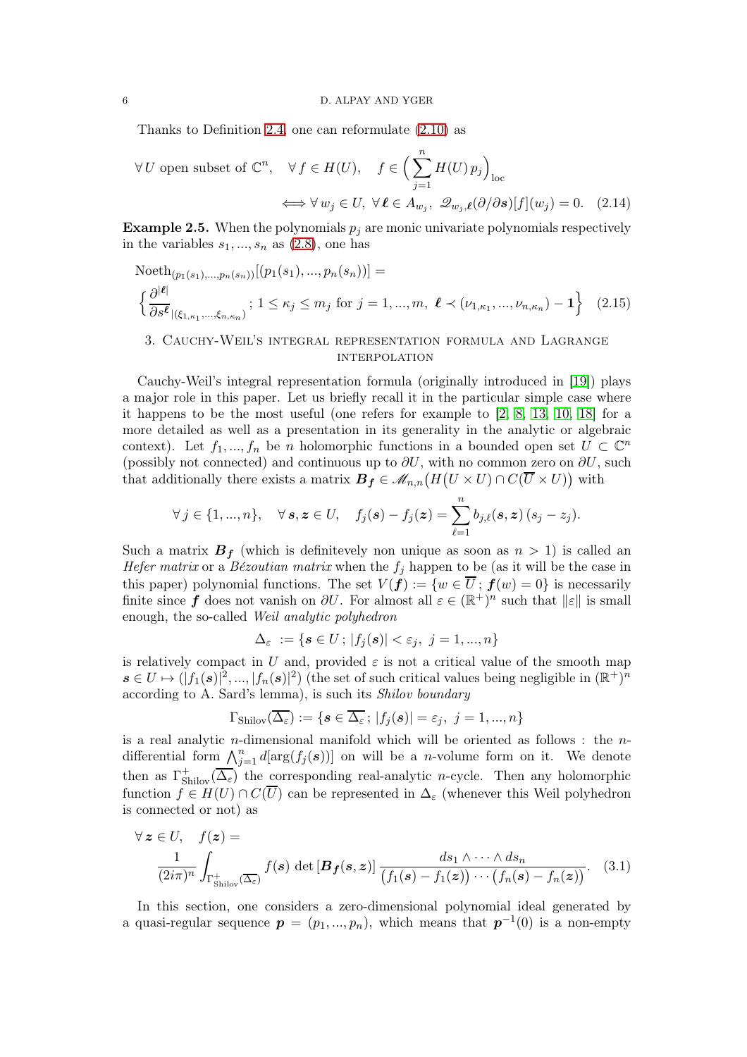Thanks to Definition 2.4, one can reformulate (2.10) as

$$
\forall\, U \text{ open subset of } \mathbb{C}^n,\quad \forall\, f \in H(U),\quad f \in \Big(\sum_{j=1}^n H(U)\, p_j\Big)_{\rm loc}
$$
$$
\Longleftrightarrow \forall\, w_j \in U,\ \forall\, \boldsymbol{\ell} \in A_{w_j},\ \mathscr{Q}_{w_j,\boldsymbol{\ell}}(\partial/\partial \boldsymbol{s})[f](w_j) = 0. \quad (2.14)
$$

**Example 2.5.** When the polynomials $p_j$ are monic univariate polynomials respectively in the variables $s_1, ..., s_n$ as (2.8), one has

$$
\begin{aligned}
&{\rm Noeth}_{(p_1(s_1),...,p_n(s_n))}[(p_1(s_1), ..., p_n(s_n))] = \\
&\Big\{ \frac{\partial^{|\boldsymbol{\ell}|}}{\partial s^{\boldsymbol{\ell}}}_{|(\xi_{1,\kappa_1},...,\xi_{n,\kappa_n})}\,;\ 1 \leq \kappa_j \leq m_j \text{ for } j = 1, ..., m,\ \boldsymbol{\ell} \prec (\nu_{1,\kappa_1}, ..., \nu_{n,\kappa_n}) - \mathbf{1} \Big\} \quad (2.15)
\end{aligned}
$$

## 3. Cauchy-Weil's integral representation formula and Lagrange interpolation

Cauchy-Weil's integral representation formula (originally introduced in [19]) plays a major role in this paper. Let us briefly recall it in the particular simple case where it happens to be the most useful (one refers for example to [2, 8, 13, 10, 18] for a more detailed as well as a presentation in its generality in the analytic or algebraic context). Let $f_1, ..., f_n$ be $n$ holomorphic functions in a bounded open set $U \subset \mathbb{C}^n$ (possibly not connected) and continuous up to $\partial U$, with no common zero on $\partial U$, such that additionally there exists a matrix $\boldsymbol{B_f} \in \mathscr{M}_{n,n}\big(H\big(U \times U\big) \cap C\big(\overline{U} \times U\big)\big)$ with

$$
\forall\, j \in \{1, ..., n\},\quad \forall\, \boldsymbol{s}, \boldsymbol{z} \in U,\quad f_j(\boldsymbol{s}) - f_j(\boldsymbol{z}) = \sum_{\ell=1}^n b_{j,\ell}(\boldsymbol{s}, \boldsymbol{z})\, (s_j - z_j).
$$

Such a matrix $\boldsymbol{B_f}$ (which is definitely non unique as soon as $n > 1$) is called an *Hefer matrix* or a *Bézoutian matrix* when the $f_j$ happen to be (as it will be the case in this paper) polynomial functions. The set $V(\boldsymbol{f}) := \{w \in \overline{U}\,;\ \boldsymbol{f}(w) = 0\}$ is necessarily finite since $\boldsymbol{f}$ does not vanish on $\partial U$. For almost all $\varepsilon \in (\mathbb{R}^+)^n$ such that $\|\varepsilon\|$ is small enough, the so-called *Weil analytic polyhedron*

$$
\Delta_\varepsilon \ := \{\boldsymbol{s} \in U\,;\ |f_j(\boldsymbol{s})| < \varepsilon_j,\ j = 1, ..., n\}
$$

is relatively compact in $U$ and, provided $\varepsilon$ is not a critical value of the smooth map $\boldsymbol{s} \in U \mapsto (|f_1(\boldsymbol{s})|^2, ..., |f_n(\boldsymbol{s})|^2)$ (the set of such critical values being negligible in $(\mathbb{R}^+)^n$ according to A. Sard's lemma), is such its *Shilov boundary*

$$
\Gamma_{\rm Shilov}(\overline{\Delta_\varepsilon}) := \{\boldsymbol{s} \in \overline{\Delta_\varepsilon}\,;\ |f_j(\boldsymbol{s})| = \varepsilon_j,\ j = 1, ..., n\}
$$

is a real analytic $n$-dimensional manifold which will be oriented as follows : the $n$-differential form $\bigwedge_{j=1}^n d[\arg(f_j(\boldsymbol{s}))]$ on will be a $n$-volume form on it. We denote then as $\Gamma^+_{\rm Shilov}(\overline{\Delta_\varepsilon})$ the corresponding real-analytic $n$-cycle. Then any holomorphic function $f \in H(U) \cap C(\overline{U})$ can be represented in $\Delta_\varepsilon$ (whenever this Weil polyhedron is connected or not) as

$$
\begin{aligned}
&\forall\, \boldsymbol{z} \in U,\quad f(\boldsymbol{z}) = \\
&\frac{1}{(2i\pi)^n} \int_{\Gamma^+_{\rm Shilov}(\overline{\Delta_\varepsilon})} f(\boldsymbol{s})\, \det\left[\boldsymbol{B_f}(\boldsymbol{s}, \boldsymbol{z})\right] \frac{ds_1 \wedge \cdots \wedge ds_n}{\big(f_1(\boldsymbol{s}) - f_1(\boldsymbol{z})\big) \cdots \big(f_n(\boldsymbol{s}) - f_n(\boldsymbol{z})\big)}. \quad (3.1)
\end{aligned}
$$

In this section, one considers a zero-dimensional polynomial ideal generated by a quasi-regular sequence $\boldsymbol{p} = (p_1, ..., p_n)$, which means that $\boldsymbol{p}^{-1}(0)$ is a non-empty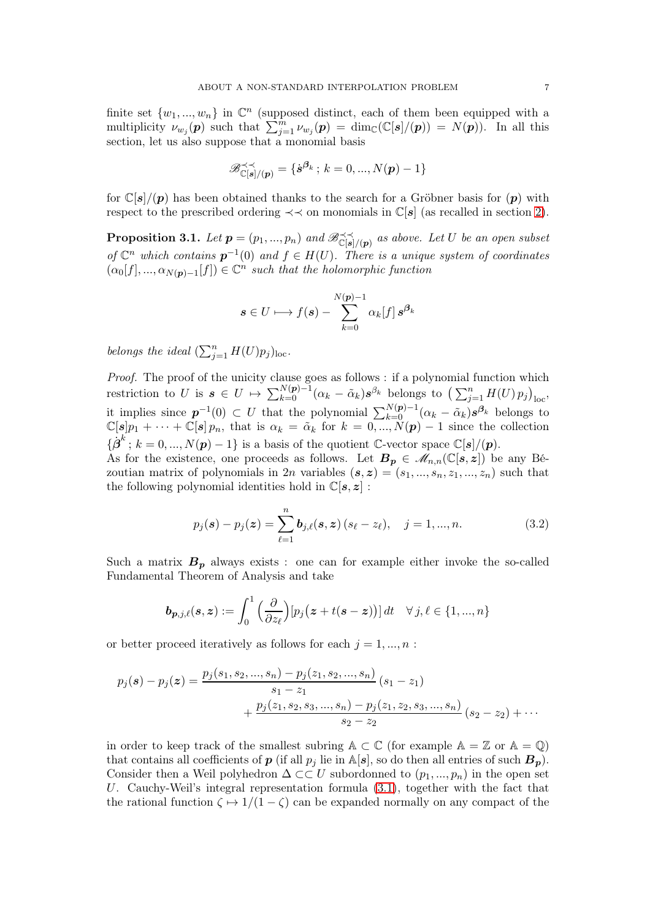finite set $\{w_1, ..., w_n\}$ in $\mathbb{C}^n$ (supposed distinct, each of them been equipped with a multiplicity $\nu_{w_j}(\boldsymbol{p})$ such that $\sum_{j=1}^m \nu_{w_j}(\boldsymbol{p}) = \dim_{\mathbb{C}}(\mathbb{C}[\boldsymbol{s}]/(\boldsymbol{p})) = N(\boldsymbol{p})$). In all this section, let us also suppose that a monomial basis

$$\mathscr{B}^{\prec\prec}_{\mathbb{C}[\boldsymbol{s}]/(\boldsymbol{p})} = \{\dot{\boldsymbol{s}}^{\boldsymbol{\beta}_k}\,;\, k = 0, ..., N(\boldsymbol{p}) - 1\}$$

for $\mathbb{C}[\boldsymbol{s}]/(\boldsymbol{p})$ has been obtained thanks to the search for a Gröbner basis for $(\boldsymbol{p})$ with respect to the prescribed ordering $\prec\prec$ on monomials in $\mathbb{C}[\boldsymbol{s}]$ (as recalled in section 2).

**Proposition 3.1.** *Let $\boldsymbol{p} = (p_1, ..., p_n)$ and $\mathscr{B}^{\prec\prec}_{\mathbb{C}[\boldsymbol{s}]/(\boldsymbol{p})}$ as above. Let $U$ be an open subset of $\mathbb{C}^n$ which contains $\boldsymbol{p}^{-1}(0)$ and $f \in H(U)$. There is a unique system of coordinates $(\alpha_0[f], ..., \alpha_{N(\boldsymbol{p})-1}[f]) \in \mathbb{C}^n$ such that the holomorphic function*

$$\boldsymbol{s} \in U \longmapsto f(\boldsymbol{s}) - \sum_{k=0}^{N(\boldsymbol{p})-1} \alpha_k[f]\, \boldsymbol{s}^{\boldsymbol{\beta}_k}$$

*belongs the ideal $(\sum_{j=1}^n H(U)p_j)_{\mathrm{loc}}$.*

*Proof.* The proof of the unicity clause goes as follows : if a polynomial function which restriction to $U$ is $\boldsymbol{s} \in U \mapsto \sum_{k=0}^{N(\boldsymbol{p})-1}(\alpha_k - \tilde{\alpha}_k)\boldsymbol{s}^{\beta_k}$ belongs to $\big(\sum_{j=1}^n H(U)\, p_j\big)_{\mathrm{loc}}$, it implies since $\boldsymbol{p}^{-1}(0) \subset U$ that the polynomial $\sum_{k=0}^{N(\boldsymbol{p})-1}(\alpha_k - \tilde{\alpha}_k)\boldsymbol{s}^{\boldsymbol{\beta}_k}$ belongs to $\mathbb{C}[\boldsymbol{s}]p_1 + \cdots + \mathbb{C}[\boldsymbol{s}]\, p_n$, that is $\alpha_k = \tilde{\alpha}_k$ for $k = 0, ..., N(\boldsymbol{p}) - 1$ since the collection $\{\dot{\boldsymbol{\beta}}^k\,;\, k = 0, ..., N(\boldsymbol{p}) - 1\}$ is a basis of the quotient $\mathbb{C}$-vector space $\mathbb{C}[\boldsymbol{s}]/(\boldsymbol{p})$.
As for the existence, one proceeds as follows. Let $\boldsymbol{B_p} \in \mathscr{M}_{n,n}(\mathbb{C}[\boldsymbol{s}, \boldsymbol{z}])$ be any Bézoutian matrix of polynomials in $2n$ variables $(\boldsymbol{s}, \boldsymbol{z}) = (s_1, ..., s_n, z_1, ..., z_n)$ such that the following polynomial identities hold in $\mathbb{C}[\boldsymbol{s}, \boldsymbol{z}]$ :

$$p_j(\boldsymbol{s}) - p_j(\boldsymbol{z}) = \sum_{\ell=1}^n \boldsymbol{b}_{j,\ell}(\boldsymbol{s}, \boldsymbol{z})\, (s_\ell - z_\ell), \quad j = 1, ..., n. \tag{3.2}$$

Such a matrix $\boldsymbol{B_p}$ always exists : one can for example either invoke the so-called Fundamental Theorem of Analysis and take

$$\boldsymbol{b}_{\boldsymbol{p},j,\ell}(\boldsymbol{s}, \boldsymbol{z}) := \int_0^1 \Big(\frac{\partial}{\partial z_\ell}\Big)\big[p_j\big(\boldsymbol{z} + t(\boldsymbol{s} - \boldsymbol{z})\big)\big]\, dt \quad \forall\, j, \ell \in \{1, ..., n\}$$

or better proceed iteratively as follows for each $j = 1, ..., n$ :

$$\begin{aligned} p_j(\boldsymbol{s}) - p_j(\boldsymbol{z}) = \frac{p_j(s_1, s_2, ..., s_n) - p_j(z_1, s_2, ..., s_n)}{s_1 - z_1}\, (s_1 - z_1) \\ + \frac{p_j(z_1, s_2, s_3, ..., s_n) - p_j(z_1, z_2, s_3, ..., s_n)}{s_2 - z_2}\, (s_2 - z_2) + \cdots \end{aligned}$$

in order to keep track of the smallest subring $\mathbb{A} \subset \mathbb{C}$ (for example $\mathbb{A} = \mathbb{Z}$ or $\mathbb{A} = \mathbb{Q}$) that contains all coefficients of $\boldsymbol{p}$ (if all $p_j$ lie in $\mathbb{A}[\boldsymbol{s}]$, so do then all entries of such $\boldsymbol{B_p}$). Consider then a Weil polyhedron $\Delta \subset\subset U$ subordonned to $(p_1, ..., p_n)$ in the open set $U$. Cauchy-Weil's integral representation formula (3.1), together with the fact that the rational function $\zeta \mapsto 1/(1 - \zeta)$ can be expanded normally on any compact of the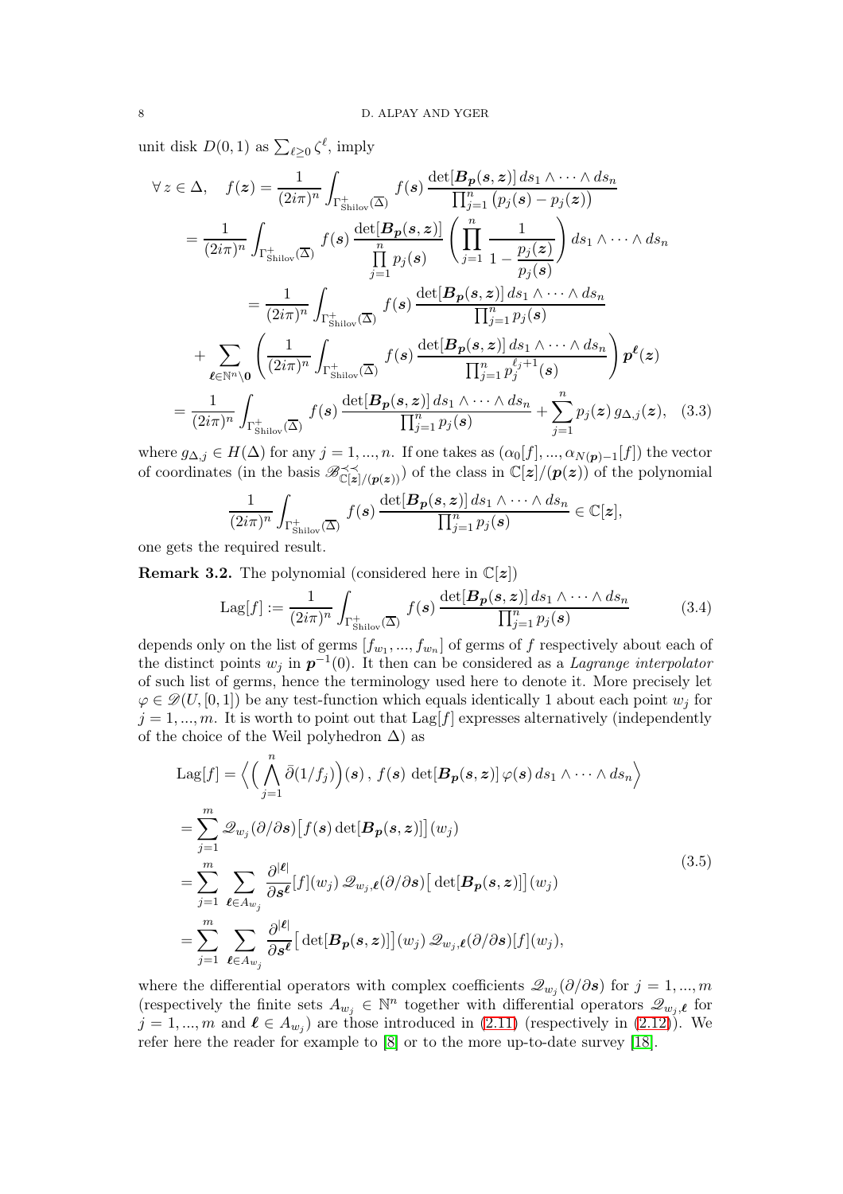unit disk $D(0,1)$ as $\sum_{\ell\geq 0}\zeta^\ell$, imply

$$
\begin{aligned}
\forall\, z\in\Delta,\quad f(\boldsymbol{z}) &= \frac{1}{(2i\pi)^n}\int_{\Gamma^+_{\rm Shilov}(\overline{\Delta})} f(\boldsymbol{s})\,\frac{\det[\boldsymbol{B}_{\boldsymbol{p}}(\boldsymbol{s},\boldsymbol{z})]\,ds_1\wedge\cdots\wedge ds_n}{\prod_{j=1}^n\big(p_j(\boldsymbol{s})-p_j(\boldsymbol{z})\big)}\\
&= \frac{1}{(2i\pi)^n}\int_{\Gamma^+_{\rm Shilov}(\overline{\Delta})} f(\boldsymbol{s})\,\frac{\det[\boldsymbol{B}_{\boldsymbol{p}}(\boldsymbol{s},\boldsymbol{z})]}{\prod\limits_{j=1}^n p_j(\boldsymbol{s})}\left(\prod_{j=1}^n\frac{1}{1-\dfrac{p_j(\boldsymbol{z})}{p_j(\boldsymbol{s})}}\right)ds_1\wedge\cdots\wedge ds_n\\
&= \frac{1}{(2i\pi)^n}\int_{\Gamma^+_{\rm Shilov}(\overline{\Delta})} f(\boldsymbol{s})\,\frac{\det[\boldsymbol{B}_{\boldsymbol{p}}(\boldsymbol{s},\boldsymbol{z})]\,ds_1\wedge\cdots\wedge ds_n}{\prod_{j=1}^n p_j(\boldsymbol{s})}\\
&\quad+\sum_{\boldsymbol{\ell}\in\mathbb{N}^n\setminus\boldsymbol{0}}\left(\frac{1}{(2i\pi)^n}\int_{\Gamma^+_{\rm Shilov}(\overline{\Delta})} f(\boldsymbol{s})\,\frac{\det[\boldsymbol{B}_{\boldsymbol{p}}(\boldsymbol{s},\boldsymbol{z})]\,ds_1\wedge\cdots\wedge ds_n}{\prod_{j=1}^n p_j^{\ell_j+1}(\boldsymbol{s})}\right)\boldsymbol{p}^{\boldsymbol{\ell}}(\boldsymbol{z})\\
&= \frac{1}{(2i\pi)^n}\int_{\Gamma^+_{\rm Shilov}(\overline{\Delta})} f(\boldsymbol{s})\,\frac{\det[\boldsymbol{B}_{\boldsymbol{p}}(\boldsymbol{s},\boldsymbol{z})]\,ds_1\wedge\cdots\wedge ds_n}{\prod_{j=1}^n p_j(\boldsymbol{s})}+\sum_{j=1}^n p_j(\boldsymbol{z})\,g_{\Delta,j}(\boldsymbol{z}),
\end{aligned}\tag{3.3}
$$

where $g_{\Delta,j}\in H(\Delta)$ for any $j=1,...,n$. If one takes as $(\alpha_0[f],...,\alpha_{N(\boldsymbol{p})-1}[f])$ the vector of coordinates (in the basis $\mathscr{B}^{\prec\prec}_{\mathbb{C}[\boldsymbol{z}]/(\boldsymbol{p}(\boldsymbol{z}))}$) of the class in $\mathbb{C}[\boldsymbol{z}]/(\boldsymbol{p}(\boldsymbol{z}))$ of the polynomial

$$
\frac{1}{(2i\pi)^n}\int_{\Gamma^+_{\rm Shilov}(\overline{\Delta})} f(\boldsymbol{s})\,\frac{\det[\boldsymbol{B}_{\boldsymbol{p}}(\boldsymbol{s},\boldsymbol{z})]\,ds_1\wedge\cdots\wedge ds_n}{\prod_{j=1}^n p_j(\boldsymbol{s})}\in\mathbb{C}[\boldsymbol{z}],
$$

one gets the required result.

**Remark 3.2.** The polynomial (considered here in $\mathbb{C}[\boldsymbol{z}]$)

$$
{\rm Lag}[f]:=\frac{1}{(2i\pi)^n}\int_{\Gamma^+_{\rm Shilov}(\overline{\Delta})} f(\boldsymbol{s})\,\frac{\det[\boldsymbol{B}_{\boldsymbol{p}}(\boldsymbol{s},\boldsymbol{z})]\,ds_1\wedge\cdots\wedge ds_n}{\prod_{j=1}^n p_j(\boldsymbol{s})}\tag{3.4}
$$

depends only on the list of germs $[f_{w_1},...,f_{w_n}]$ of germs of $f$ respectively about each of the distinct points $w_j$ in $\boldsymbol{p}^{-1}(0)$. It then can be considered as a *Lagrange interpolator* of such list of germs, hence the terminology used here to denote it. More precisely let $\varphi\in\mathscr{D}(U,[0,1])$ be any test-function which equals identically 1 about each point $w_j$ for $j=1,...,m$. It is worth to point out that ${\rm Lag}[f]$ expresses alternatively (independently of the choice of the Weil polyhedron $\Delta$) as

$$
\begin{aligned}
{\rm Lag}[f] &= \Big\langle\Big(\bigwedge_{j=1}^n\bar\partial(1/f_j)\Big)(\boldsymbol{s})\,,\,f(\boldsymbol{s})\,\det[\boldsymbol{B}_{\boldsymbol{p}}(\boldsymbol{s},\boldsymbol{z})]\,\varphi(\boldsymbol{s})\,ds_1\wedge\cdots\wedge ds_n\Big\rangle\\
&= \sum_{j=1}^m\mathscr{Q}_{w_j}(\partial/\partial\boldsymbol{s})\big[f(\boldsymbol{s})\det[\boldsymbol{B}_{\boldsymbol{p}}(\boldsymbol{s},\boldsymbol{z})]\big](w_j)\\
&= \sum_{j=1}^m\sum_{\boldsymbol{\ell}\in A_{w_j}}\frac{\partial^{|\boldsymbol{\ell}|}}{\partial\boldsymbol{s}^{\boldsymbol{\ell}}}[f](w_j)\,\mathscr{Q}_{w_j,\boldsymbol{\ell}}(\partial/\partial\boldsymbol{s})\big[\det[\boldsymbol{B}_{\boldsymbol{p}}(\boldsymbol{s},\boldsymbol{z})]\big](w_j)\\
&= \sum_{j=1}^m\sum_{\boldsymbol{\ell}\in A_{w_j}}\frac{\partial^{|\boldsymbol{\ell}|}}{\partial\boldsymbol{s}^{\boldsymbol{\ell}}}\big[\det[\boldsymbol{B}_{\boldsymbol{p}}(\boldsymbol{s},\boldsymbol{z})]\big](w_j)\,\mathscr{Q}_{w_j,\boldsymbol{\ell}}(\partial/\partial\boldsymbol{s})[f](w_j),
\end{aligned}\tag{3.5}
$$

where the differential operators with complex coefficients $\mathscr{Q}_{w_j}(\partial/\partial\boldsymbol{s})$ for $j=1,...,m$ (respectively the finite sets $A_{w_j}\in\mathbb{N}^n$ together with differential operators $\mathscr{Q}_{w_j,\boldsymbol{\ell}}$ for $j=1,...,m$ and $\boldsymbol{\ell}\in A_{w_j}$) are those introduced in (2.11) (respectively in (2.12)). We refer here the reader for example to [8] or to the more up-to-date survey [18].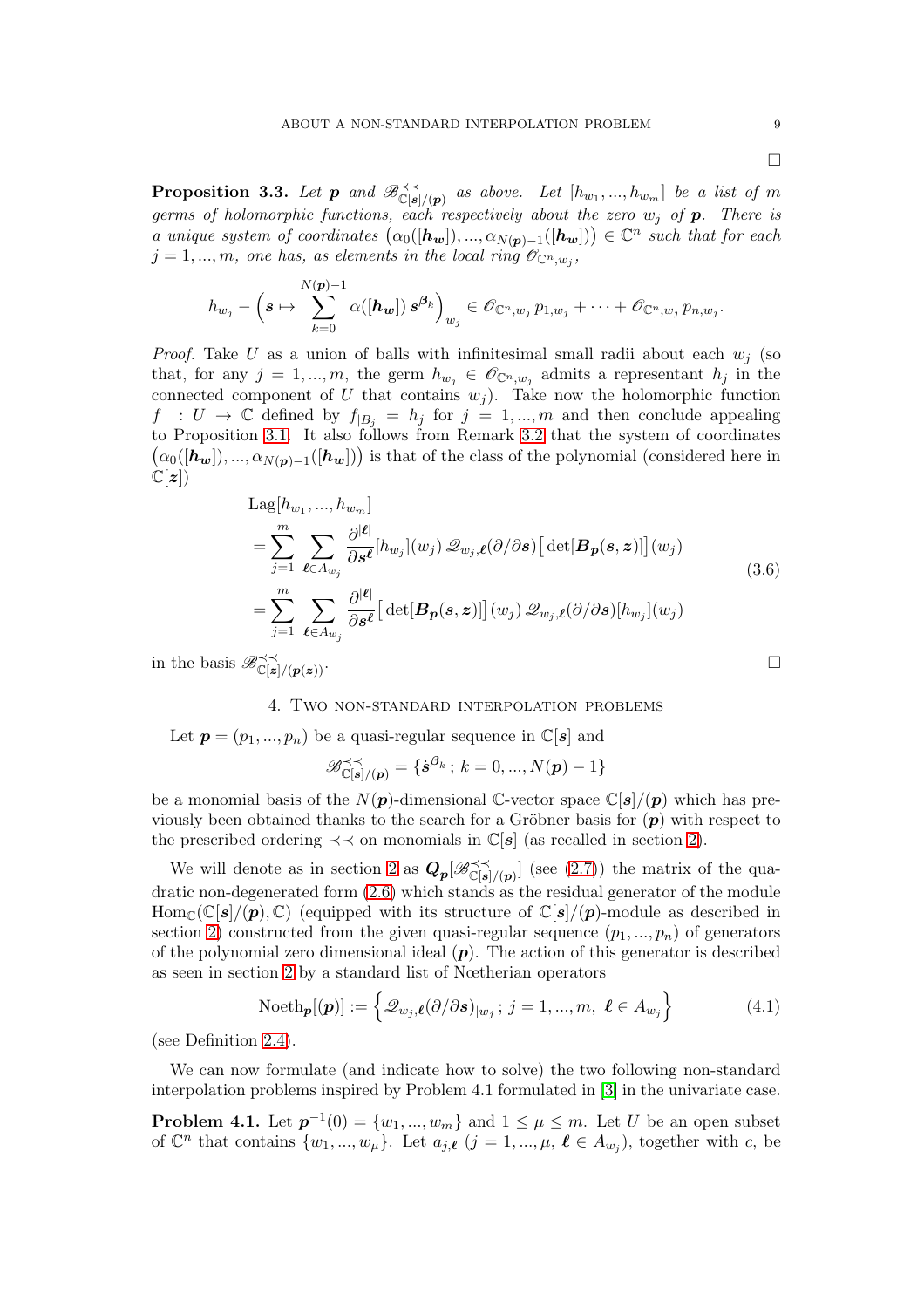□

**Proposition 3.3.** *Let $\boldsymbol{p}$ and $\mathscr{B}^{\prec\prec}_{\mathbb{C}[\boldsymbol{s}]/(\boldsymbol{p})}$ as above. Let $[h_{w_1}, ..., h_{w_m}]$ be a list of $m$ germs of holomorphic functions, each respectively about the zero $w_j$ of $\boldsymbol{p}$. There is a unique system of coordinates $\big(\alpha_0([\boldsymbol{h_w}]), ..., \alpha_{N(\boldsymbol{p})-1}([\boldsymbol{h_w}])\big) \in \mathbb{C}^n$ such that for each $j = 1, ..., m$, one has, as elements in the local ring $\mathscr{O}_{\mathbb{C}^n, w_j}$,*

$$
h_{w_j} - \Big(\boldsymbol{s} \mapsto \sum_{k=0}^{N(\boldsymbol{p})-1} \alpha([\boldsymbol{h_w}])\, \boldsymbol{s}^{\boldsymbol{\beta}_k}\Big)_{w_j} \in \mathscr{O}_{\mathbb{C}^n, w_j}\, p_{1,w_j} + \cdots + \mathscr{O}_{\mathbb{C}^n, w_j}\, p_{n,w_j}.
$$

*Proof.* Take $U$ as a union of balls with infinitesimal small radii about each $w_j$ (so that, for any $j = 1, ..., m$, the germ $h_{w_j} \in \mathscr{O}_{\mathbb{C}^n, w_j}$ admits a representant $h_j$ in the connected component of $U$ that contains $w_j$). Take now the holomorphic function $f\ : U \to \mathbb{C}$ defined by $f_{|B_j} = h_j$ for $j = 1, ..., m$ and then conclude appealing to Proposition 3.1. It also follows from Remark 3.2 that the system of coordinates $\big(\alpha_0([\boldsymbol{h_w}]), ..., \alpha_{N(\boldsymbol{p})-1}([\boldsymbol{h_w}])\big)$ is that of the class of the polynomial (considered here in $\mathbb{C}[\boldsymbol{z}]$)

$$
\begin{aligned}
&\mathrm{Lag}[h_{w_1}, ..., h_{w_m}] \\
&= \sum_{j=1}^{m} \sum_{\boldsymbol{\ell} \in A_{w_j}} \frac{\partial^{|\boldsymbol{\ell}|}}{\partial \boldsymbol{s}^{\boldsymbol{\ell}}}[h_{w_j}](w_j)\, \mathscr{Q}_{w_j, \boldsymbol{\ell}}(\partial/\partial \boldsymbol{s})\big[\det[\boldsymbol{B_p}(\boldsymbol{s}, \boldsymbol{z})]\big](w_j) \\
&= \sum_{j=1}^{m} \sum_{\boldsymbol{\ell} \in A_{w_j}} \frac{\partial^{|\boldsymbol{\ell}|}}{\partial \boldsymbol{s}^{\boldsymbol{\ell}}}\big[\det[\boldsymbol{B_p}(\boldsymbol{s}, \boldsymbol{z})]\big](w_j)\, \mathscr{Q}_{w_j, \boldsymbol{\ell}}(\partial/\partial \boldsymbol{s})[h_{w_j}](w_j)
\end{aligned}
\tag{3.6}
$$

in the basis $\mathscr{B}^{\prec\prec}_{\mathbb{C}[\boldsymbol{z}]/(\boldsymbol{p}(\boldsymbol{z}))}$. □

## 4. Two non-standard interpolation problems

Let $\boldsymbol{p} = (p_1, ..., p_n)$ be a quasi-regular sequence in $\mathbb{C}[\boldsymbol{s}]$ and

$$
\mathscr{B}^{\prec\prec}_{\mathbb{C}[\boldsymbol{s}]/(\boldsymbol{p})} = \{\dot{\boldsymbol{s}}^{\boldsymbol{\beta}_k}\,;\, k = 0, ..., N(\boldsymbol{p}) - 1\}
$$

be a monomial basis of the $N(\boldsymbol{p})$-dimensional $\mathbb{C}$-vector space $\mathbb{C}[\boldsymbol{s}]/(\boldsymbol{p})$ which has previously been obtained thanks to the search for a Gröbner basis for $(\boldsymbol{p})$ with respect to the prescribed ordering $\prec\prec$ on monomials in $\mathbb{C}[\boldsymbol{s}]$ (as recalled in section 2).

We will denote as in section 2 as $\boldsymbol{Q_p}[\mathscr{B}^{\prec\prec}_{\mathbb{C}[\boldsymbol{s}]/(\boldsymbol{p})}]$ (see (2.7)) the matrix of the quadratic non-degenerated form (2.6) which stands as the residual generator of the module $\mathrm{Hom}_{\mathbb{C}}(\mathbb{C}[\boldsymbol{s}]/(\boldsymbol{p}), \mathbb{C})$ (equipped with its structure of $\mathbb{C}[\boldsymbol{s}]/(\boldsymbol{p})$-module as described in section 2) constructed from the given quasi-regular sequence $(p_1, ..., p_n)$ of generators of the polynomial zero dimensional ideal $(\boldsymbol{p})$. The action of this generator is described as seen in section 2 by a standard list of Nœtherian operators

$$
\mathrm{Noeth}_{\boldsymbol{p}}[(\boldsymbol{p})] := \Big\{\mathscr{Q}_{w_j, \boldsymbol{\ell}}(\partial/\partial \boldsymbol{s})_{|w_j}\,;\, j = 1, ..., m,\ \boldsymbol{\ell} \in A_{w_j}\Big\}
\tag{4.1}
$$

(see Definition 2.4).

We can now formulate (and indicate how to solve) the two following non-standard interpolation problems inspired by Problem 4.1 formulated in [3] in the univariate case.

**Problem 4.1.** Let $\boldsymbol{p}^{-1}(0) = \{w_1, ..., w_m\}$ and $1 \leq \mu \leq m$. Let $U$ be an open subset of $\mathbb{C}^n$ that contains $\{w_1, ..., w_\mu\}$. Let $a_{j,\boldsymbol{\ell}}$ ($j = 1, ..., \mu$, $\boldsymbol{\ell} \in A_{w_j}$), together with $c$, be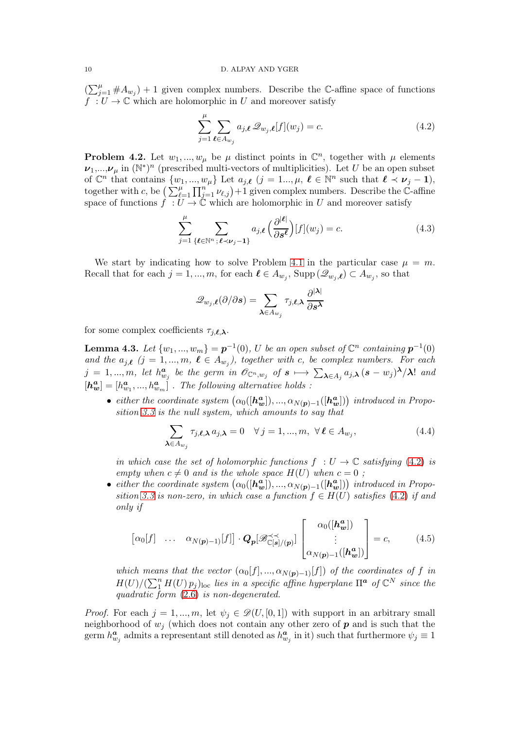$(\sum_{j=1}^{\mu} \# A_{w_j}) + 1$ given complex numbers. Describe the $\mathbb{C}$-affine space of functions $f\ : U \to \mathbb{C}$ which are holomorphic in $U$ and moreover satisfy

$$\sum_{j=1}^{\mu} \sum_{\boldsymbol{\ell} \in A_{w_j}} a_{j,\boldsymbol{\ell}} \, \mathscr{Q}_{w_j,\boldsymbol{\ell}}[f](w_j) = c. \tag{4.2}$$

**Problem 4.2.** Let $w_1, ..., w_\mu$ be $\mu$ distinct points in $\mathbb{C}^n$, together with $\mu$ elements $\boldsymbol{\nu}_1$,...,$\boldsymbol{\nu}_\mu$ in $(\mathbb{N}^*)^n$ (prescribed multi-vectors of multiplicities). Let $U$ be an open subset of $\mathbb{C}^n$ that contains $\{w_1, ..., w_\mu\}$ Let $a_{j,\boldsymbol{\ell}}$ ($j = 1..., \mu$, $\boldsymbol{\ell} \in \mathbb{N}^n$ such that $\boldsymbol{\ell} \prec \boldsymbol{\nu}_j - \mathbf{1}$), together with $c$, be $\big(\sum_{\ell=1}^{\mu} \prod_{j=1}^{n} \nu_{\ell,j}\big) + 1$ given complex numbers. Describe the $\mathbb{C}$-affine space of functions $f\ : U \to \mathbb{C}$ which are holomorphic in $U$ and moreover satisfy

$$\sum_{j=1}^{\mu} \sum_{\{\boldsymbol{\ell} \in \mathbb{N}^n\,;\, \boldsymbol{\ell} \prec \boldsymbol{\nu}_j - \mathbf{1}\}} a_{j,\boldsymbol{\ell}} \Big(\frac{\partial^{|\boldsymbol{\ell}|}}{\partial \boldsymbol{s}^{\boldsymbol{\ell}}}\Big)[f](w_j) = c. \tag{4.3}$$

We start by indicating how to solve Problem 4.1 in the particular case $\mu = m$. Recall that for each $j = 1, ..., m$, for each $\boldsymbol{\ell} \in A_{w_j}$, $\mathrm{Supp}\,(\mathscr{Q}_{w_j,\boldsymbol{\ell}}) \subset A_{w_j}$, so that

$$\mathscr{Q}_{w_j,\boldsymbol{\ell}}(\partial/\partial \boldsymbol{s}) = \sum_{\boldsymbol{\lambda} \in A_{w_j}} \tau_{j,\boldsymbol{\ell},\boldsymbol{\lambda}} \, \frac{\partial^{|\boldsymbol{\lambda}|}}{\partial \boldsymbol{s}^{\boldsymbol{\lambda}}}$$

for some complex coefficients $\tau_{j,\boldsymbol{\ell},\boldsymbol{\lambda}}$.

**Lemma 4.3.** *Let $\{w_1, ..., w_m\} = \boldsymbol{p}^{-1}(0)$, $U$ be an open subset of $\mathbb{C}^n$ containing $\boldsymbol{p}^{-1}(0)$ and the $a_{j,\boldsymbol{\ell}}$ ($j = 1, ..., m$, $\boldsymbol{\ell} \in A_{w_j}$), together with $c$, be complex numbers. For each $j = 1, ..., m$, let $h^{\boldsymbol{a}}_{w_j}$ be the germ in $\mathscr{O}_{\mathbb{C}^n, w_j}$ of $\boldsymbol{s} \longmapsto \sum_{\boldsymbol{\lambda} \in A_j} a_{j,\boldsymbol{\lambda}} \, (\boldsymbol{s} - w_j)^{\boldsymbol{\lambda}}/\boldsymbol{\lambda}!$ and $[\boldsymbol{h}^{\boldsymbol{a}}_{\boldsymbol{w}}] = [h^{\boldsymbol{a}}_{w_1}, ..., h^{\boldsymbol{a}}_{w_m}]$ . The following alternative holds :*

- *either the coordinate system $\big(\alpha_0([\boldsymbol{h}^{\boldsymbol{a}}_{\boldsymbol{w}}]), ..., \alpha_{N(\boldsymbol{p})-1}([\boldsymbol{h}^{\boldsymbol{a}}_{\boldsymbol{w}}])\big)$ introduced in Proposition 3.3 is the null system, which amounts to say that*

$$\sum_{\boldsymbol{\lambda} \in A_{w_j}} \tau_{j,\boldsymbol{\ell},\boldsymbol{\lambda}} \, a_{j,\boldsymbol{\lambda}} = 0 \quad \forall\, j = 1, ..., m, \ \forall\, \boldsymbol{\ell} \in A_{w_j}, \tag{4.4}$$

  *in which case the set of holomorphic functions $f\ : U \to \mathbb{C}$ satisfying (4.2) is empty when $c \neq 0$ and is the whole space $H(U)$ when $c = 0$ ;*

- *either the coordinate system $\big(\alpha_0([\boldsymbol{h}^{\boldsymbol{a}}_{\boldsymbol{w}}]), ..., \alpha_{N(\boldsymbol{p})-1}([\boldsymbol{h}^{\boldsymbol{a}}_{\boldsymbol{w}}])\big)$ introduced in Proposition 3.3 is non-zero, in which case a function $f \in H(U)$ satisfies (4.2) if and only if*

$$\begin{bmatrix} \alpha_0[f] & \dots & \alpha_{N(\boldsymbol{p})-1)}[f] \end{bmatrix} \cdot \boldsymbol{Q}_{\boldsymbol{p}}[\mathscr{B}^{\prec\prec}_{\mathbb{C}[\boldsymbol{s}]/(\boldsymbol{p})}] \begin{bmatrix} \alpha_0([\boldsymbol{h}^{\boldsymbol{a}}_{\boldsymbol{w}}]) \\ \vdots \\ \alpha_{N(\boldsymbol{p})-1}([\boldsymbol{h}^{\boldsymbol{a}}_{\boldsymbol{w}}]) \end{bmatrix} = c, \tag{4.5}$$

  *which means that the vector $(\alpha_0[f], ..., \alpha_{N(\boldsymbol{p})-1)}[f])$ of the coordinates of $f$ in $H(U)/(\sum_1^n H(U)\, p_j)_{\rm loc}$ lies in a specific affine hyperplane $\Pi^{\boldsymbol{a}}$ of $\mathbb{C}^N$ since the quadratic form (2.6) is non-degenerated.*

*Proof.* For each $j = 1, ..., m$, let $\psi_j \in \mathscr{D}(U, [0, 1])$ with support in an arbitrary small neighborhood of $w_j$ (which does not contain any other zero of $\boldsymbol{p}$ and is such that the germ $h^{\boldsymbol{a}}_{w_j}$ admits a representant still denoted as $h^{\boldsymbol{a}}_{w_j}$ in it) such that furthermore $\psi_j \equiv 1$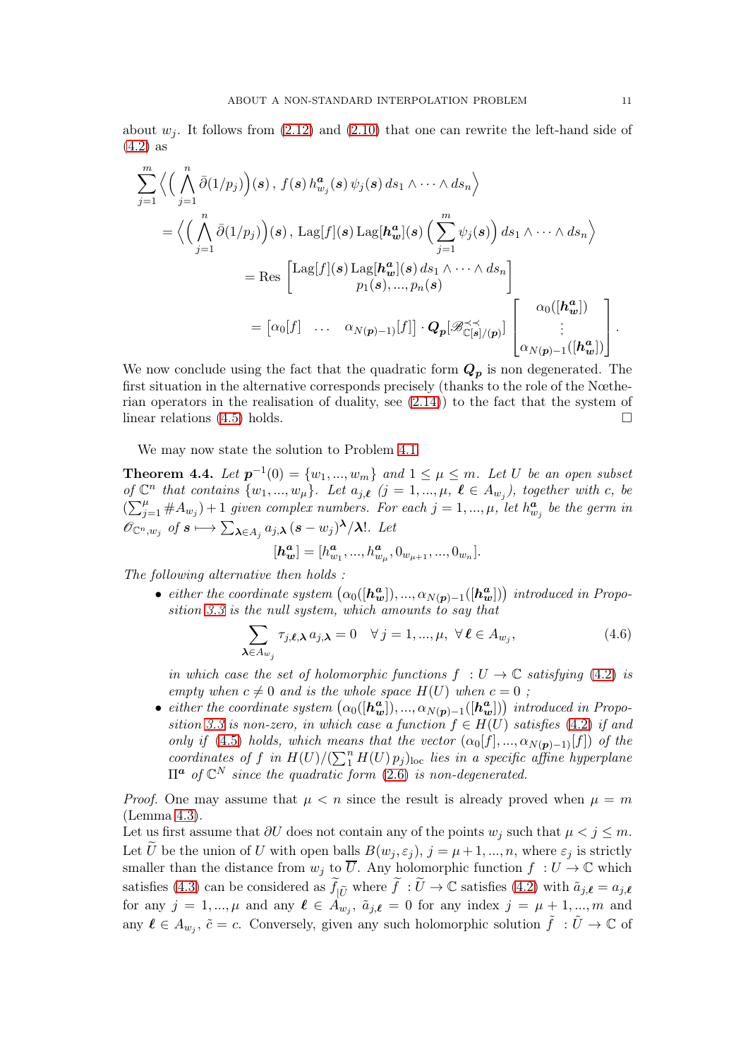about $w_j$. It follows from (2.12) and (2.10) that one can rewrite the left-hand side of (4.2) as

$$
\begin{aligned}
\sum_{j=1}^{m} \Big\langle \Big( \bigwedge_{j=1}^{n} \bar\partial(1/p_j)\Big)(\boldsymbol{s})\,,\, f(\boldsymbol{s})\, h^{\boldsymbol{a}}_{w_j}(\boldsymbol{s})\, \psi_j(\boldsymbol{s})\, ds_1\wedge\cdots\wedge ds_n\Big\rangle \\
= \Big\langle \Big( \bigwedge_{j=1}^{n} \bar\partial(1/p_j)\Big)(\boldsymbol{s})\,,\, \mathrm{Lag}[f](\boldsymbol{s})\, \mathrm{Lag}[\boldsymbol{h}^{\boldsymbol{a}}_{\boldsymbol{w}}](\boldsymbol{s}) \Big(\sum_{j=1}^{m} \psi_j(\boldsymbol{s})\Big)\, ds_1\wedge\cdots\wedge ds_n\Big\rangle \\
= \mathrm{Res}\begin{bmatrix} \mathrm{Lag}[f](\boldsymbol{s})\, \mathrm{Lag}[\boldsymbol{h}^{\boldsymbol{a}}_{\boldsymbol{w}}](\boldsymbol{s})\, ds_1\wedge\cdots\wedge ds_n \\ p_1(\boldsymbol{s}),...,p_n(\boldsymbol{s})\end{bmatrix} \\
= \begin{bmatrix} \alpha_0[f] & \ldots & \alpha_{N(\boldsymbol{p})-1}[f]\end{bmatrix} \cdot \boldsymbol{Q}_{\boldsymbol{p}}[\mathscr{B}^{\prec\prec}_{\mathbb{C}[\boldsymbol{s}]/(\boldsymbol{p})}] \begin{bmatrix} \alpha_0([\boldsymbol{h}^{\boldsymbol{a}}_{\boldsymbol{w}}]) \\ \vdots \\ \alpha_{N(\boldsymbol{p})-1}([\boldsymbol{h}^{\boldsymbol{a}}_{\boldsymbol{w}}])\end{bmatrix}.
\end{aligned}
$$

We now conclude using the fact that the quadratic form $\boldsymbol{Q}_{\boldsymbol{p}}$ is non degenerated. The first situation in the alternative corresponds precisely (thanks to the role of the Nœtherian operators in the realisation of duality, see (2.14)) to the fact that the system of linear relations (4.5) holds. □

We may now state the solution to Problem 4.1.

**Theorem 4.4.** *Let $\boldsymbol{p}^{-1}(0) = \{w_1,...,w_m\}$ and $1\leq \mu\leq m$. Let $U$ be an open subset of $\mathbb{C}^n$ that contains $\{w_1,...,w_\mu\}$. Let $a_{j,\boldsymbol{\ell}}$ ($j=1,...,\mu$, $\boldsymbol{\ell}\in A_{w_j}$), together with $c$, be $(\sum_{j=1}^{\mu} \# A_{w_j})+1$ given complex numbers. For each $j=1,...,\mu$, let $h^{\boldsymbol{a}}_{w_j}$ be the germ in $\mathscr{O}_{\mathbb{C}^n,w_j}$ of $\boldsymbol{s}\longmapsto \sum_{\boldsymbol{\lambda}\in A_j} a_{j,\boldsymbol{\lambda}}\,(\boldsymbol{s}-w_j)^{\boldsymbol{\lambda}}/\boldsymbol{\lambda}!$. Let*

$$[\boldsymbol{h}^{\boldsymbol{a}}_{\boldsymbol{w}}] = [h^{\boldsymbol{a}}_{w_1},...,h^{\boldsymbol{a}}_{w_\mu}, 0_{w_{\mu+1}},...,0_{w_n}].$$

*The following alternative then holds :*

- *either the coordinate system $\big(\alpha_0([\boldsymbol{h}^{\boldsymbol{a}}_{\boldsymbol{w}}]),...,\alpha_{N(\boldsymbol{p})-1}([\boldsymbol{h}^{\boldsymbol{a}}_{\boldsymbol{w}}])\big)$ introduced in Proposition 3.3 is the null system, which amounts to say that*
$$\sum_{\boldsymbol{\lambda}\in A_{w_j}} \tau_{j,\boldsymbol{\ell},\boldsymbol{\lambda}}\, a_{j,\boldsymbol{\lambda}} = 0 \quad \forall\, j=1,...,\mu,\ \forall\, \boldsymbol{\ell}\in A_{w_j}, \tag{4.6}$$
*in which case the set of holomorphic functions $f\ :U\to\mathbb{C}$ satisfying (4.2) is empty when $c\neq 0$ and is the whole space $H(U)$ when $c=0$ ;*
- *either the coordinate system $\big(\alpha_0([\boldsymbol{h}^{\boldsymbol{a}}_{\boldsymbol{w}}]),...,\alpha_{N(\boldsymbol{p})-1}([\boldsymbol{h}^{\boldsymbol{a}}_{\boldsymbol{w}}])\big)$ introduced in Proposition 3.3 is non-zero, in which case a function $f\in H(U)$ satisfies (4.2) if and only if (4.5) holds, which means that the vector $(\alpha_0[f],...,\alpha_{N(\boldsymbol{p})-1}[f])$ of the coordinates of $f$ in $H(U)/(\sum_1^n H(U)\,p_j)_{\rm loc}$ lies in a specific affine hyperplane $\Pi^{\boldsymbol{a}}$ of $\mathbb{C}^N$ since the quadratic form (2.6) is non-degenerated.*

*Proof.* One may assume that $\mu<n$ since the result is already proved when $\mu=m$ (Lemma 4.3).
Let us first assume that $\partial U$ does not contain any of the points $w_j$ such that $\mu<j\leq m$. Let $\widetilde U$ be the union of $U$ with open balls $B(w_j,\varepsilon_j)$, $j=\mu+1,...,n$, where $\varepsilon_j$ is strictly smaller than the distance from $w_j$ to $\overline{U}$. Any holomorphic function $f\ :U\to\mathbb{C}$ which satisfies (4.3) can be considered as $\widetilde f_{|\widetilde U}$ where $\widetilde f\ :\widetilde U\to\mathbb{C}$ satisfies (4.2) with $\tilde a_{j,\boldsymbol{\ell}} = a_{j,\boldsymbol{\ell}}$ for any $j=1,...,\mu$ and any $\boldsymbol{\ell}\in A_{w_j}$, $\tilde a_{j,\boldsymbol{\ell}}=0$ for any index $j=\mu+1,...,m$ and any $\boldsymbol{\ell}\in A_{w_j}$, $\tilde c = c$. Conversely, given any such holomorphic solution $\widetilde f\ :\widetilde U\to\mathbb{C}$ of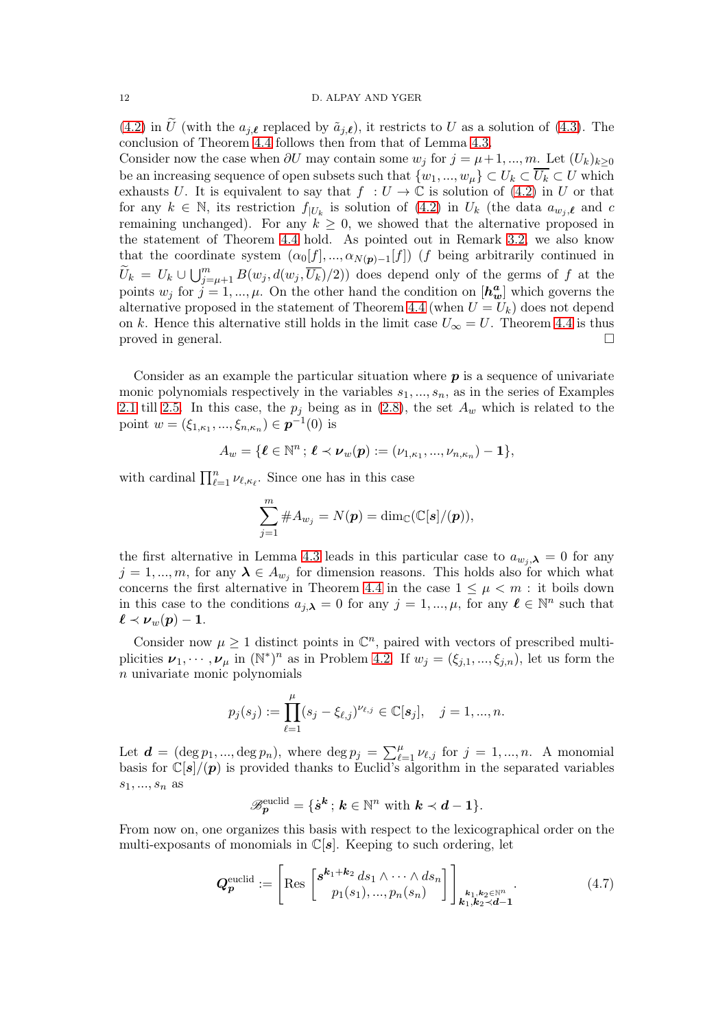(4.2) in $\widetilde{U}$ (with the $a_{j,\boldsymbol{\ell}}$ replaced by $\tilde{a}_{j,\boldsymbol{\ell}}$), it restricts to $U$ as a solution of (4.3). The conclusion of Theorem 4.4 follows then from that of Lemma 4.3.
Consider now the case when $\partial U$ may contain some $w_j$ for $j = \mu+1, ..., m$. Let $(U_k)_{k\geq 0}$ be an increasing sequence of open subsets such that $\{w_1, ..., w_\mu\} \subset U_k \subset \overline{U_k} \subset U$ which exhausts $U$. It is equivalent to say that $f\ : U \to \mathbb{C}$ is solution of (4.2) in $U$ or that for any $k \in \mathbb{N}$, its restriction $f_{|U_k}$ is solution of (4.2) in $U_k$ (the data $a_{w_j,\boldsymbol{\ell}}$ and $c$ remaining unchanged). For any $k \geq 0$, we showed that the alternative proposed in the statement of Theorem 4.4 hold. As pointed out in Remark 3.2, we also know that the coordinate system $(\alpha_0[f], ..., \alpha_{N(\boldsymbol{p})-1}[f])$ ($f$ being arbitrarily continued in $\widetilde{U}_k = U_k \cup \bigcup_{j=\mu+1}^m B(w_j, d(w_j, \overline{U_k})/2))$ does depend only of the germs of $f$ at the points $w_j$ for $j = 1, ..., \mu$. On the other hand the condition on $[\boldsymbol{h}_{\boldsymbol{w}}^{\boldsymbol{a}}]$ which governs the alternative proposed in the statement of Theorem 4.4 (when $U = U_k$) does not depend on $k$. Hence this alternative still holds in the limit case $U_\infty = U$. Theorem 4.4 is thus proved in general. $\square$

Consider as an example the particular situation where $\boldsymbol{p}$ is a sequence of univariate monic polynomials respectively in the variables $s_1, ..., s_n$, as in the series of Examples 2.1 till 2.5. In this case, the $p_j$ being as in (2.8), the set $A_w$ which is related to the point $w = (\xi_{1,\kappa_1}, ..., \xi_{n,\kappa_n}) \in \boldsymbol{p}^{-1}(0)$ is

$$A_w = \{\boldsymbol{\ell} \in \mathbb{N}^n\,;\, \boldsymbol{\ell} \prec \boldsymbol{\nu}_w(\boldsymbol{p}) := (\nu_{1,\kappa_1}, ..., \nu_{n,\kappa_n}) - \mathbf{1}\},$$

with cardinal $\prod_{\ell=1}^n \nu_{\ell,\kappa_\ell}$. Since one has in this case

$$\sum_{j=1}^m \# A_{w_j} = N(\boldsymbol{p}) = \dim_{\mathbb{C}}(\mathbb{C}[\boldsymbol{s}]/(\boldsymbol{p})),$$

the first alternative in Lemma 4.3 leads in this particular case to $a_{w_j,\boldsymbol{\lambda}} = 0$ for any $j = 1, ..., m$, for any $\boldsymbol{\lambda} \in A_{w_j}$ for dimension reasons. This holds also for which what concerns the first alternative in Theorem 4.4 in the case $1 \leq \mu < m$ : it boils down in this case to the conditions $a_{j,\boldsymbol{\lambda}} = 0$ for any $j = 1, ..., \mu$, for any $\boldsymbol{\ell} \in \mathbb{N}^n$ such that $\boldsymbol{\ell} \prec \boldsymbol{\nu}_w(\boldsymbol{p}) - \mathbf{1}$.

Consider now $\mu \geq 1$ distinct points in $\mathbb{C}^n$, paired with vectors of prescribed multiplicities $\boldsymbol{\nu}_1, \cdots, \boldsymbol{\nu}_\mu$ in $(\mathbb{N}^*)^n$ as in Problem 4.2. If $w_j = (\xi_{j,1}, ..., \xi_{j,n})$, let us form the $n$ univariate monic polynomials

$$p_j(s_j) := \prod_{\ell=1}^{\mu} (s_j - \xi_{\ell,j})^{\nu_{\ell,j}} \in \mathbb{C}[\boldsymbol{s}_j], \quad j = 1, ..., n.$$

Let $\boldsymbol{d} = (\deg p_1, ..., \deg p_n)$, where $\deg p_j = \sum_{\ell=1}^{\mu} \nu_{\ell,j}$ for $j = 1, ..., n$. A monomial basis for $\mathbb{C}[\boldsymbol{s}]/(\boldsymbol{p})$ is provided thanks to Euclid's algorithm in the separated variables $s_1, ..., s_n$ as

$$\mathscr{B}_{\boldsymbol{p}}^{\rm euclid} = \{\dot{\boldsymbol{s}}^{\boldsymbol{k}}\,;\, \boldsymbol{k} \in \mathbb{N}^n \text{ with } \boldsymbol{k} \prec \boldsymbol{d} - \mathbf{1}\}.$$

From now on, one organizes this basis with respect to the lexicographical order on the multi-exposants of monomials in $\mathbb{C}[\boldsymbol{s}]$. Keeping to such ordering, let

$$\boldsymbol{Q}_{\boldsymbol{p}}^{\rm euclid} := \left[ \operatorname{Res} \begin{bmatrix} \boldsymbol{s}^{\boldsymbol{k}_1+\boldsymbol{k}_2}\, ds_1 \wedge \cdots \wedge ds_n \\ p_1(s_1), ..., p_n(s_n) \end{bmatrix} \right]_{\substack{\boldsymbol{k}_1,\boldsymbol{k}_2 \in \mathbb{N}^n \\ \boldsymbol{k}_1,\boldsymbol{k}_2 \prec \boldsymbol{d}-\mathbf{1}}}. \tag{4.7}$$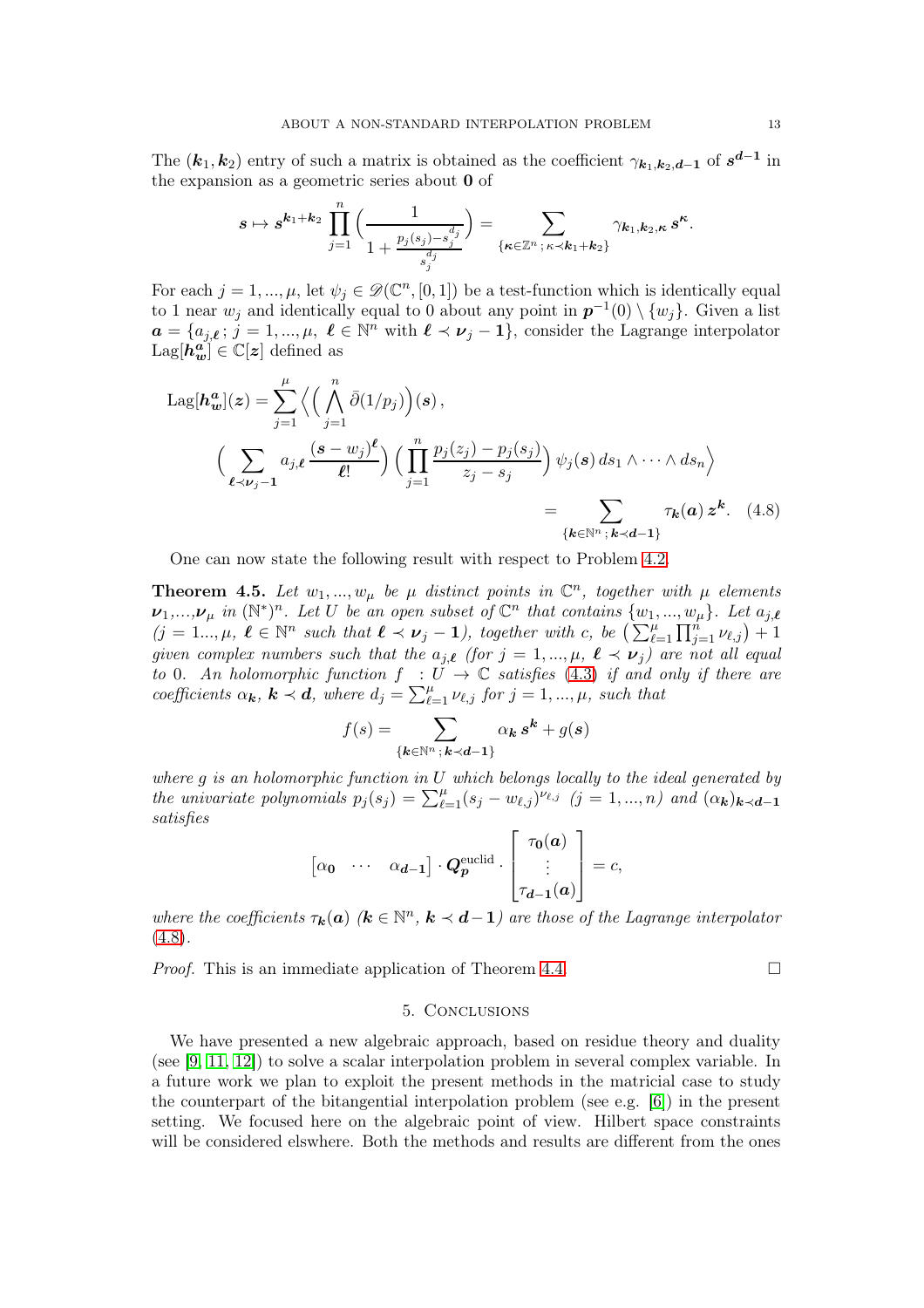The $(\boldsymbol{k}_1, \boldsymbol{k}_2)$ entry of such a matrix is obtained as the coefficient $\gamma_{\boldsymbol{k}_1,\boldsymbol{k}_2,\boldsymbol{d}-\boldsymbol{1}}$ of $\boldsymbol{s}^{\boldsymbol{d}-\boldsymbol{1}}$ in the expansion as a geometric series about $\boldsymbol{0}$ of

$$\boldsymbol{s} \mapsto \boldsymbol{s}^{\boldsymbol{k}_1+\boldsymbol{k}_2} \prod_{j=1}^{n} \Big( \frac{1}{1 + \frac{p_j(s_j) - s_j^{d_j}}{s_j^{d_j}}} \Big) = \sum_{\{\boldsymbol{\kappa} \in \mathbb{Z}^n \,;\, \boldsymbol{\kappa} \prec \boldsymbol{k}_1+\boldsymbol{k}_2\}} \gamma_{\boldsymbol{k}_1,\boldsymbol{k}_2,\boldsymbol{\kappa}}\, \boldsymbol{s}^{\boldsymbol{\kappa}}.$$

For each $j = 1, ..., \mu$, let $\psi_j \in \mathscr{D}(\mathbb{C}^n, [0,1])$ be a test-function which is identically equal to 1 near $w_j$ and identically equal to 0 about any point in $\boldsymbol{p}^{-1}(0) \setminus \{w_j\}$. Given a list $\boldsymbol{a} = \{a_{j,\boldsymbol{\ell}}\,;\, j = 1, ..., \mu,\ \boldsymbol{\ell} \in \mathbb{N}^n \text{ with } \boldsymbol{\ell} \prec \boldsymbol{\nu}_j - \boldsymbol{1}\}$, consider the Lagrange interpolator $\mathrm{Lag}[\boldsymbol{h}_{\boldsymbol{w}}^{\boldsymbol{a}}] \in \mathbb{C}[\boldsymbol{z}]$ defined as

$$\begin{aligned}
\mathrm{Lag}[\boldsymbol{h}_{\boldsymbol{w}}^{\boldsymbol{a}}](\boldsymbol{z}) = \sum_{j=1}^{\mu} \Big\langle \Big( \bigwedge_{j=1}^{n} \bar{\partial}(1/p_j) \Big)(\boldsymbol{s}), \\
\Big( \sum_{\boldsymbol{\ell} \prec \boldsymbol{\nu}_j - \boldsymbol{1}} a_{j,\boldsymbol{\ell}} \frac{(\boldsymbol{s} - w_j)^{\boldsymbol{\ell}}}{\boldsymbol{\ell}!} \Big) \Big( \prod_{j=1}^{n} \frac{p_j(z_j) - p_j(s_j)}{z_j - s_j} \Big) \psi_j(\boldsymbol{s})\, ds_1 \wedge \cdots \wedge ds_n \Big\rangle \\
= \sum_{\{\boldsymbol{k} \in \mathbb{N}^n \,;\, \boldsymbol{k} \prec \boldsymbol{d} - \boldsymbol{1}\}} \tau_{\boldsymbol{k}}(\boldsymbol{a})\, \boldsymbol{z}^{\boldsymbol{k}}. \quad (4.8)
\end{aligned}$$

One can now state the following result with respect to Problem 4.2.

**Theorem 4.5.** *Let $w_1, ..., w_\mu$ be $\mu$ distinct points in $\mathbb{C}^n$, together with $\mu$ elements $\boldsymbol{\nu}_1, ..., \boldsymbol{\nu}_\mu$ in $(\mathbb{N}^*)^n$. Let $U$ be an open subset of $\mathbb{C}^n$ that contains $\{w_1, ..., w_\mu\}$. Let $a_{j,\boldsymbol{\ell}}$ ($j = 1..., \mu$, $\boldsymbol{\ell} \in \mathbb{N}^n$ such that $\boldsymbol{\ell} \prec \boldsymbol{\nu}_j - \boldsymbol{1}$), together with $c$, be $\big(\sum_{\ell=1}^{\mu} \prod_{j=1}^{n} \nu_{\ell,j}\big) + 1$ given complex numbers such that the $a_{j,\boldsymbol{\ell}}$ (for $j = 1, ..., \mu$, $\boldsymbol{\ell} \prec \boldsymbol{\nu}_j$) are not all equal to 0. An holomorphic function $f : U \to \mathbb{C}$ satisfies (4.3) if and only if there are coefficients $\alpha_{\boldsymbol{k}}$, $\boldsymbol{k} \prec \boldsymbol{d}$, where $d_j = \sum_{\ell=1}^{\mu} \nu_{\ell,j}$ for $j = 1, ..., \mu$, such that*

$$f(s) = \sum_{\{\boldsymbol{k} \in \mathbb{N}^n \,;\, \boldsymbol{k} \prec \boldsymbol{d} - \boldsymbol{1}\}} \alpha_{\boldsymbol{k}}\, \boldsymbol{s}^{\boldsymbol{k}} + g(\boldsymbol{s})$$

*where $g$ is an holomorphic function in $U$ which belongs locally to the ideal generated by the univariate polynomials $p_j(s_j) = \sum_{\ell=1}^{\mu} (s_j - w_{\ell,j})^{\nu_{\ell,j}}$ ($j = 1, ..., n$) and $(\alpha_{\boldsymbol{k}})_{\boldsymbol{k} \prec \boldsymbol{d}-\boldsymbol{1}}$ satisfies*

$$\begin{bmatrix} \alpha_{\boldsymbol{0}} & \cdots & \alpha_{\boldsymbol{d}-\boldsymbol{1}} \end{bmatrix} \cdot \boldsymbol{Q}_{\boldsymbol{p}}^{\mathrm{euclid}} \cdot \begin{bmatrix} \tau_{\boldsymbol{0}}(\boldsymbol{a}) \\ \vdots \\ \tau_{\boldsymbol{d}-\boldsymbol{1}}(\boldsymbol{a}) \end{bmatrix} = c,$$

*where the coefficients $\tau_{\boldsymbol{k}}(\boldsymbol{a})$ ($\boldsymbol{k} \in \mathbb{N}^n$, $\boldsymbol{k} \prec \boldsymbol{d} - \boldsymbol{1}$) are those of the Lagrange interpolator (4.8).*

*Proof.* This is an immediate application of Theorem 4.4. □

## 5. Conclusions

We have presented a new algebraic approach, based on residue theory and duality (see [9, 11, 12]) to solve a scalar interpolation problem in several complex variable. In a future work we plan to exploit the present methods in the matricial case to study the counterpart of the bitangential interpolation problem (see e.g. [6]) in the present setting. We focused here on the algebraic point of view. Hilbert space constraints will be considered elswhere. Both the methods and results are different from the ones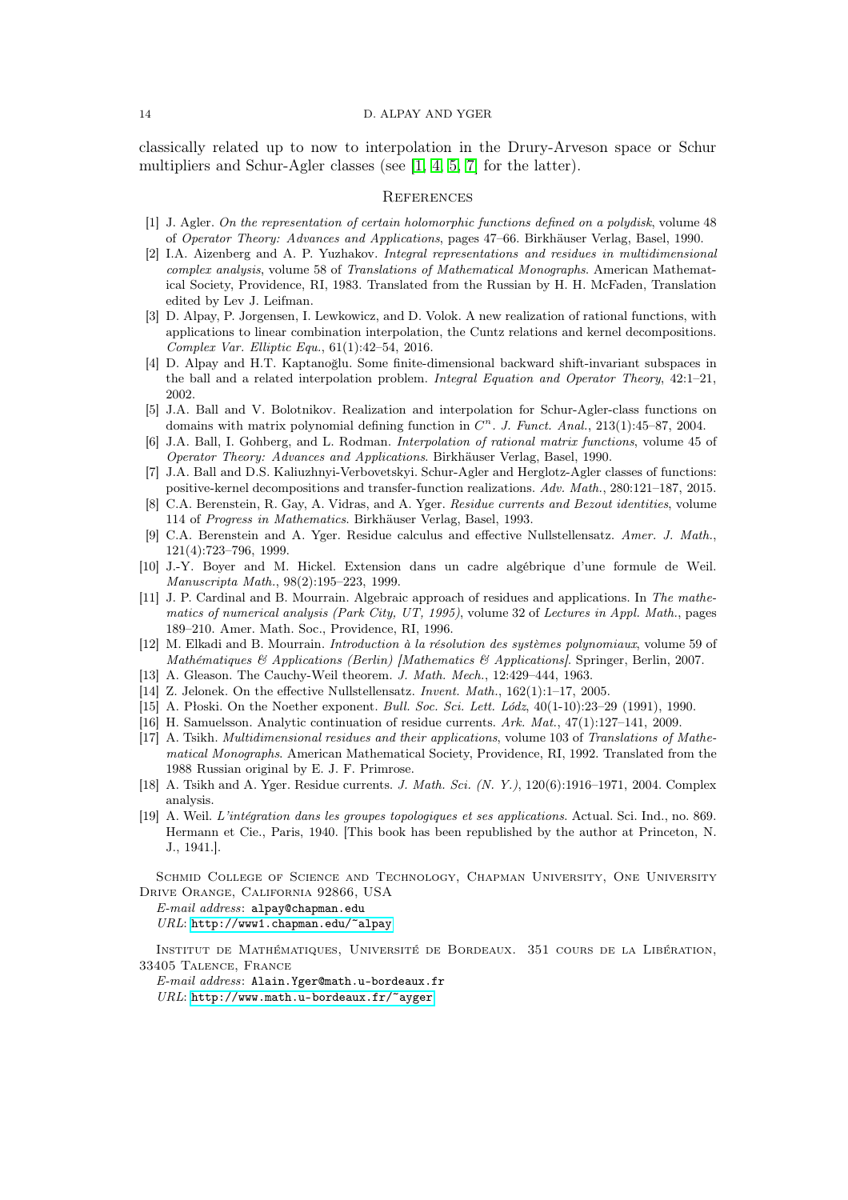classically related up to now to interpolation in the Drury-Arveson space or Schur multipliers and Schur-Agler classes (see [1, 4, 5, 7] for the latter).

## References

[1] J. Agler. *On the representation of certain holomorphic functions defined on a polydisk*, volume 48 of *Operator Theory: Advances and Applications*, pages 47–66. Birkhäuser Verlag, Basel, 1990.

[2] I.A. Aizenberg and A. P. Yuzhakov. *Integral representations and residues in multidimensional complex analysis*, volume 58 of *Translations of Mathematical Monographs*. American Mathematical Society, Providence, RI, 1983. Translated from the Russian by H. H. McFaden, Translation edited by Lev J. Leifman.

[3] D. Alpay, P. Jorgensen, I. Lewkowicz, and D. Volok. A new realization of rational functions, with applications to linear combination interpolation, the Cuntz relations and kernel decompositions. *Complex Var. Elliptic Equ.*, 61(1):42–54, 2016.

[4] D. Alpay and H.T. Kaptanoğlu. Some finite-dimensional backward shift-invariant subspaces in the ball and a related interpolation problem. *Integral Equation and Operator Theory*, 42:1–21, 2002.

[5] J.A. Ball and V. Bolotnikov. Realization and interpolation for Schur-Agler-class functions on domains with matrix polynomial defining function in $C^n$. *J. Funct. Anal.*, 213(1):45–87, 2004.

[6] J.A. Ball, I. Gohberg, and L. Rodman. *Interpolation of rational matrix functions*, volume 45 of *Operator Theory: Advances and Applications*. Birkhäuser Verlag, Basel, 1990.

[7] J.A. Ball and D.S. Kaliuzhnyi-Verbovetskyi. Schur-Agler and Herglotz-Agler classes of functions: positive-kernel decompositions and transfer-function realizations. *Adv. Math.*, 280:121–187, 2015.

[8] C.A. Berenstein, R. Gay, A. Vidras, and A. Yger. *Residue currents and Bezout identities*, volume 114 of *Progress in Mathematics*. Birkhäuser Verlag, Basel, 1993.

[9] C.A. Berenstein and A. Yger. Residue calculus and effective Nullstellensatz. *Amer. J. Math.*, 121(4):723–796, 1999.

[10] J.-Y. Boyer and M. Hickel. Extension dans un cadre algébrique d'une formule de Weil. *Manuscripta Math.*, 98(2):195–223, 1999.

[11] J. P. Cardinal and B. Mourrain. Algebraic approach of residues and applications. In *The mathematics of numerical analysis (Park City, UT, 1995)*, volume 32 of *Lectures in Appl. Math.*, pages 189–210. Amer. Math. Soc., Providence, RI, 1996.

[12] M. Elkadi and B. Mourrain. *Introduction à la résolution des systèmes polynomiaux*, volume 59 of *Mathématiques & Applications (Berlin) [Mathematics & Applications]*. Springer, Berlin, 2007.

[13] A. Gleason. The Cauchy-Weil theorem. *J. Math. Mech.*, 12:429–444, 1963.

[14] Z. Jelonek. On the effective Nullstellensatz. *Invent. Math.*, 162(1):1–17, 2005.

[15] A. Płoski. On the Noether exponent. *Bull. Soc. Sci. Lett. Łódz*, 40(1-10):23–29 (1991), 1990.

[16] H. Samuelsson. Analytic continuation of residue currents. *Ark. Mat.*, 47(1):127–141, 2009.

[17] A. Tsikh. *Multidimensional residues and their applications*, volume 103 of *Translations of Mathematical Monographs*. American Mathematical Society, Providence, RI, 1992. Translated from the 1988 Russian original by E. J. F. Primrose.

[18] A. Tsikh and A. Yger. Residue currents. *J. Math. Sci. (N. Y.)*, 120(6):1916–1971, 2004. Complex analysis.

[19] A. Weil. *L'intégration dans les groupes topologiques et ses applications*. Actual. Sci. Ind., no. 869. Hermann et Cie., Paris, 1940. [This book has been republished by the author at Princeton, N. J., 1941.].

Schmid College of Science and Technology, Chapman University, One University Drive Orange, California 92866, USA

*E-mail address*: alpay@chapman.edu

*URL*: http://www1.chapman.edu/~alpay

Institut de Mathématiques, Université de Bordeaux. 351 cours de la Libération, 33405 Talence, France

*E-mail address*: Alain.Yger@math.u-bordeaux.fr

*URL*: http://www.math.u-bordeaux.fr/~ayger